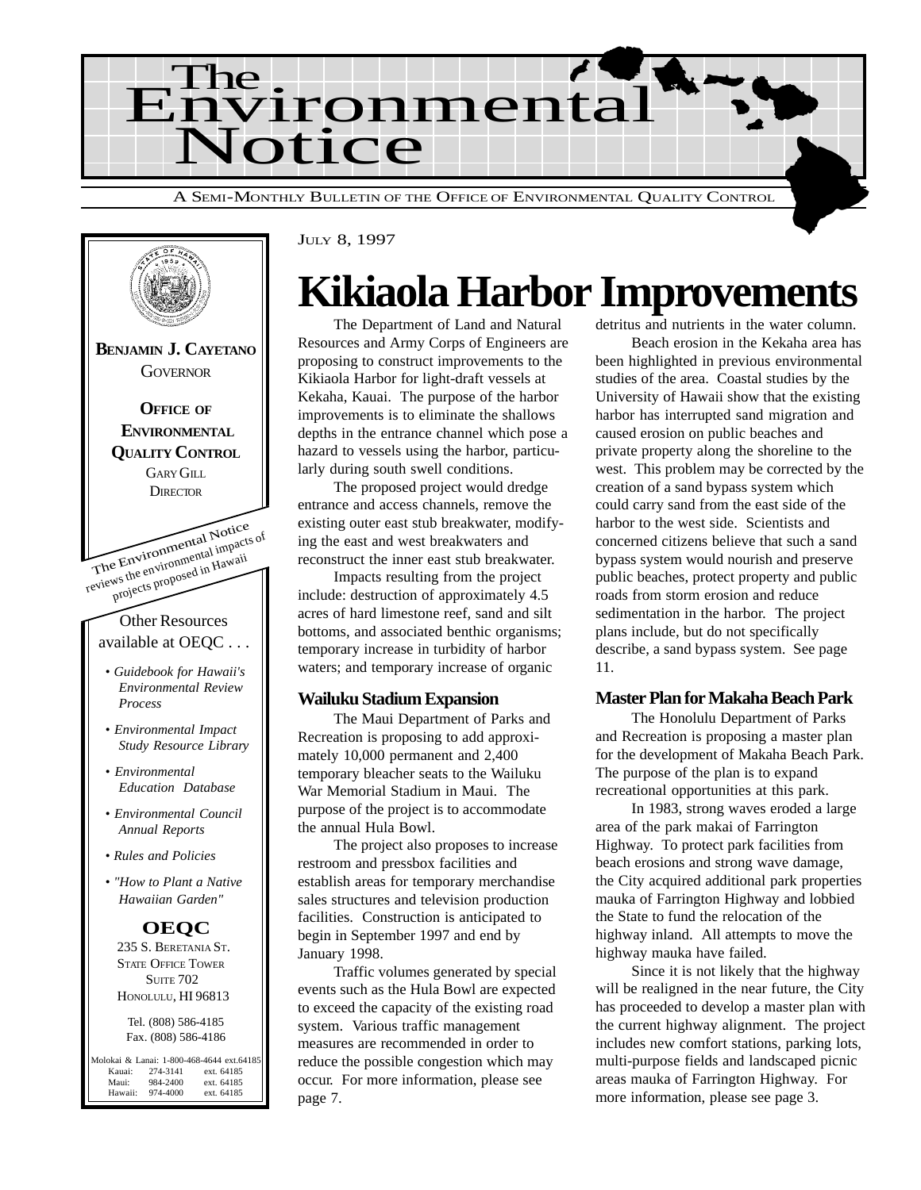# The Environmental Notice

A SEMI-MONTHLY BULLETIN OF THE OFFICE OF ENVIRONMENTAL QUALITY CONTROL

**BENJAMIN J. CAYETANO**
GOVERNOR

**OFFICE OF ENVIRONMENTAL QUALITY CONTROL**
GARY GILL
DIRECTOR

The Environmental Notice reviews the environmental impacts of projects proposed in Hawaii

Other Resources available at OEQC . . .

- *Guidebook for Hawaii's Environmental Review Process*
- *Environmental Impact Study Resource Library*
- *Environmental Education Database*
- *Environmental Council Annual Reports*
- *Rules and Policies*
- *"How to Plant a Native Hawaiian Garden"*

**OEQC**
235 S. BERETANIA ST.
STATE OFFICE TOWER
SUITE 702
HONOLULU, HI 96813

Tel. (808) 586-4185
Fax. (808) 586-4186

| | | |
|---|---|---|
| Molokai & Lanai: | 1-800-468-4644 | ext.64185 |
| Kauai: | 274-3141 | ext. 64185 |
| Maui: | 984-2400 | ext. 64185 |
| Hawaii: | 974-4000 | ext. 64185 |

JULY 8, 1997

# Kikiaola Harbor Improvements

The Department of Land and Natural Resources and Army Corps of Engineers are proposing to construct improvements to the Kikiaola Harbor for light-draft vessels at Kekaha, Kauai. The purpose of the harbor improvements is to eliminate the shallows depths in the entrance channel which pose a hazard to vessels using the harbor, particularly during south swell conditions.

The proposed project would dredge entrance and access channels, remove the existing outer east stub breakwater, modifying the east and west breakwaters and reconstruct the inner east stub breakwater.

Impacts resulting from the project include: destruction of approximately 4.5 acres of hard limestone reef, sand and silt bottoms, and associated benthic organisms; temporary increase in turbidity of harbor waters; and temporary increase of organic detritus and nutrients in the water column.

Beach erosion in the Kekaha area has been highlighted in previous environmental studies of the area. Coastal studies by the University of Hawaii show that the existing harbor has interrupted sand migration and caused erosion on public beaches and private property along the shoreline to the west. This problem may be corrected by the creation of a sand bypass system which could carry sand from the east side of the harbor to the west side. Scientists and concerned citizens believe that such a sand bypass system would nourish and preserve public beaches, protect property and public roads from storm erosion and reduce sedimentation in the harbor. The project plans include, but do not specifically describe, a sand bypass system. See page 11.

### Wailuku Stadium Expansion

The Maui Department of Parks and Recreation is proposing to add approximately 10,000 permanent and 2,400 temporary bleacher seats to the Wailuku War Memorial Stadium in Maui. The purpose of the project is to accommodate the annual Hula Bowl.

The project also proposes to increase restroom and pressbox facilities and establish areas for temporary merchandise sales structures and television production facilities. Construction is anticipated to begin in September 1997 and end by January 1998.

Traffic volumes generated by special events such as the Hula Bowl are expected to exceed the capacity of the existing road system. Various traffic management measures are recommended in order to reduce the possible congestion which may occur. For more information, please see page 7.

### Master Plan for Makaha Beach Park

The Honolulu Department of Parks and Recreation is proposing a master plan for the development of Makaha Beach Park. The purpose of the plan is to expand recreational opportunities at this park.

In 1983, strong waves eroded a large area of the park makai of Farrington Highway. To protect park facilities from beach erosions and strong wave damage, the City acquired additional park properties mauka of Farrington Highway and lobbied the State to fund the relocation of the highway inland. All attempts to move the highway mauka have failed.

Since it is not likely that the highway will be realigned in the near future, the City has proceeded to develop a master plan with the current highway alignment. The project includes new comfort stations, parking lots, multi-purpose fields and landscaped picnic areas mauka of Farrington Highway. For more information, please see page 3.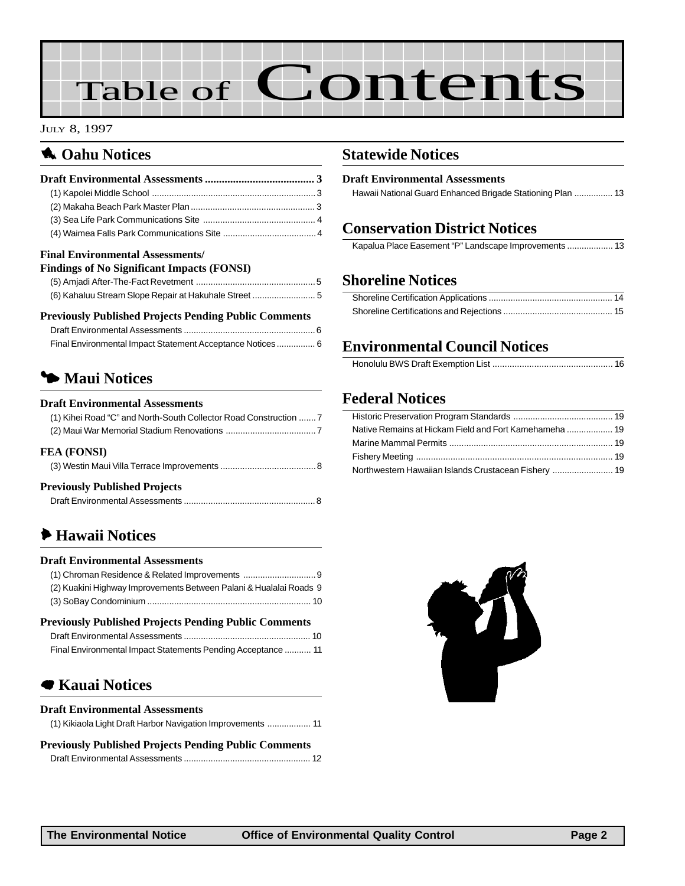# Table of Contents

JULY 8, 1997

## Oahu Notices

**Draft Environmental Assessments ....................................... 3**

- (1) Kapolei Middle School .................................................................. 3
- (2) Makaha Beach Park Master Plan .................................................. 3
- (3) Sea Life Park Communications Site .............................................. 4
- (4) Waimea Falls Park Communications Site ...................................... 4

**Final Environmental Assessments/ Findings of No Significant Impacts (FONSI)**

- (5) Amjadi After-The-Fact Revetment ................................................. 5
- (6) Kahaluu Stream Slope Repair at Hakuhale Street .......................... 5

**Previously Published Projects Pending Public Comments**

- Draft Environmental Assessments ...................................................... 6
- Final Environmental Impact Statement Acceptance Notices ................ 6

## Maui Notices

**Draft Environmental Assessments**

- (1) Kihei Road "C" and North-South Collector Road Construction ....... 7
- (2) Maui War Memorial Stadium Renovations ..................................... 7

**FEA (FONSI)**

- (3) Westin Maui Villa Terrace Improvements ....................................... 8

**Previously Published Projects**

- Draft Environmental Assessments ...................................................... 8

## Hawaii Notices

**Draft Environmental Assessments**

- (1) Chroman Residence & Related Improvements .............................. 9
- (2) Kuakini Highway Improvements Between Palani & Hualalai Roads 9
- (3) SoBay Condominium ................................................................... 10

**Previously Published Projects Pending Public Comments**

- Draft Environmental Assessments .................................................... 10
- Final Environmental Impact Statements Pending Acceptance ........... 11

## Kauai Notices

**Draft Environmental Assessments**

- (1) Kikiaola Light Draft Harbor Navigation Improvements .................. 11

**Previously Published Projects Pending Public Comments**

- Draft Environmental Assessments .................................................... 12

## Statewide Notices

**Draft Environmental Assessments**

- Hawaii National Guard Enhanced Brigade Stationing Plan ................ 13

## Conservation District Notices

- Kapalua Place Easement "P" Landscape Improvements ................... 13

## Shoreline Notices

- Shoreline Certification Applications .................................................. 14
- Shoreline Certifications and Rejections ............................................ 15

## Environmental Council Notices

- Honolulu BWS Draft Exemption List ................................................. 16

## Federal Notices

- Historic Preservation Program Standards ......................................... 19
- Native Remains at Hickam Field and Fort Kamehameha ................... 19
- Marine Mammal Permits ................................................................... 19
- Fishery Meeting ............................................................................... 19
- Northwestern Hawaiian Islands Crustacean Fishery ......................... 19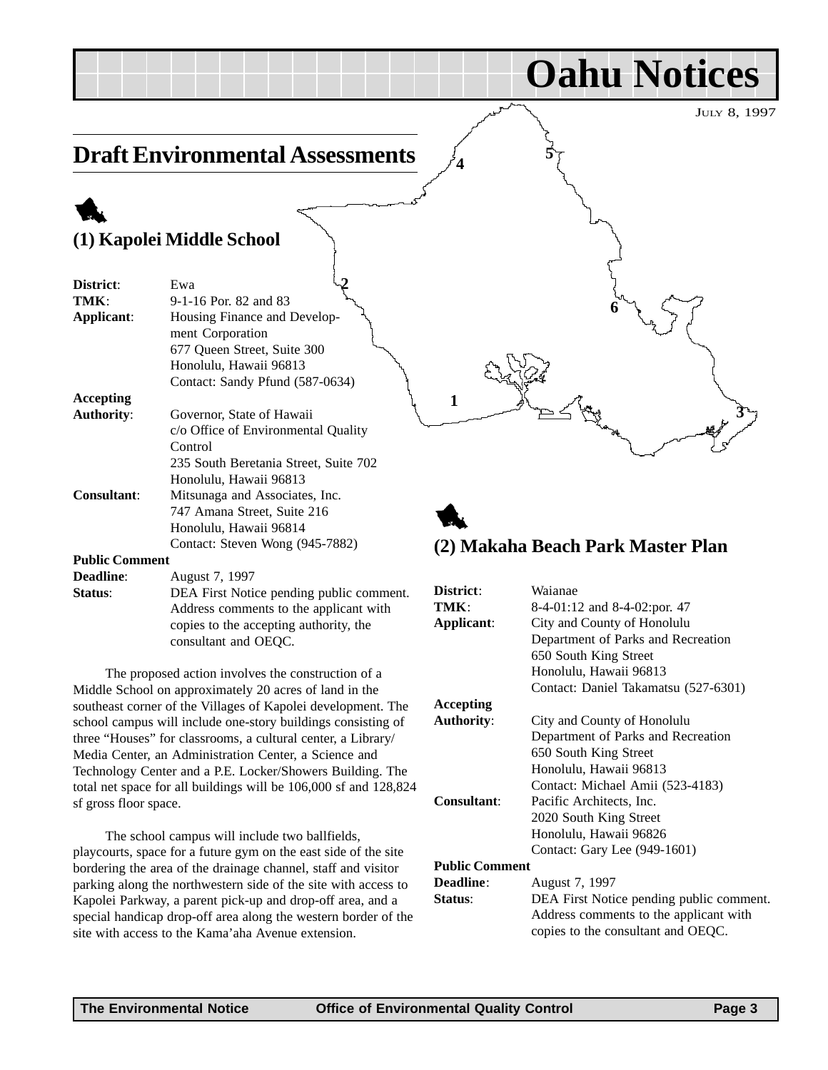# Oahu Notices

JULY 8, 1997

## Draft Environmental Assessments

### (1) Kapolei Middle School

**District**: Ewa
**TMK**: 9-1-16 Por. 82 and 83
**Applicant**: Housing Finance and Development Corporation
677 Queen Street, Suite 300
Honolulu, Hawaii 96813
Contact: Sandy Pfund (587-0634)
**Accepting Authority**: Governor, State of Hawaii
c/o Office of Environmental Quality Control
235 South Beretania Street, Suite 702
Honolulu, Hawaii 96813
**Consultant**: Mitsunaga and Associates, Inc.
747 Amana Street, Suite 216
Honolulu, Hawaii 96814
Contact: Steven Wong (945-7882)
**Public Comment Deadline**: August 7, 1997
**Status**: DEA First Notice pending public comment. Address comments to the applicant with copies to the accepting authority, the consultant and OEQC.

The proposed action involves the construction of a Middle School on approximately 20 acres of land in the southeast corner of the Villages of Kapolei development. The school campus will include one-story buildings consisting of three "Houses" for classrooms, a cultural center, a Library/Media Center, an Administration Center, a Science and Technology Center and a P.E. Locker/Showers Building. The total net space for all buildings will be 106,000 sf and 128,824 sf gross floor space.

The school campus will include two ballfields, playcourts, space for a future gym on the east side of the site bordering the area of the drainage channel, staff and visitor parking along the northwestern side of the site with access to Kapolei Parkway, a parent pick-up and drop-off area, and a special handicap drop-off area along the western border of the site with access to the Kama'aha Avenue extension.

### (2) Makaha Beach Park Master Plan

**District**: Waianae
**TMK**: 8-4-01:12 and 8-4-02:por. 47
**Applicant**: City and County of Honolulu
Department of Parks and Recreation
650 South King Street
Honolulu, Hawaii 96813
Contact: Daniel Takamatsu (527-6301)
**Accepting Authority**: City and County of Honolulu
Department of Parks and Recreation
650 South King Street
Honolulu, Hawaii 96813
Contact: Michael Amii (523-4183)
**Consultant**: Pacific Architects, Inc.
2020 South King Street
Honolulu, Hawaii 96826
Contact: Gary Lee (949-1601)
**Public Comment Deadline**: August 7, 1997
**Status**: DEA First Notice pending public comment. Address comments to the applicant with copies to the consultant and OEQC.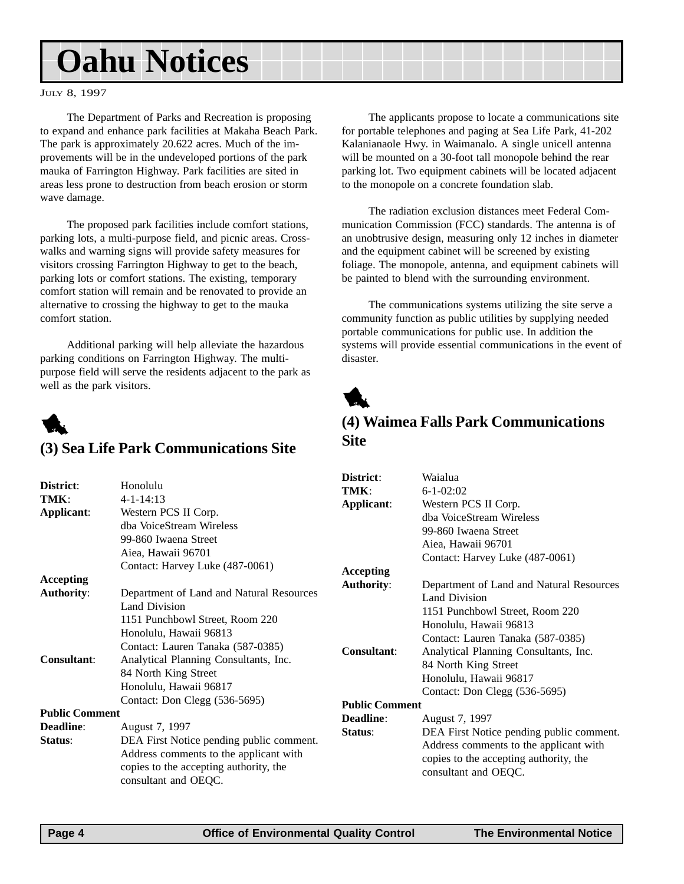# Oahu Notices

July 8, 1997

The Department of Parks and Recreation is proposing to expand and enhance park facilities at Makaha Beach Park. The park is approximately 20.622 acres. Much of the improvements will be in the undeveloped portions of the park mauka of Farrington Highway. Park facilities are sited in areas less prone to destruction from beach erosion or storm wave damage.

The proposed park facilities include comfort stations, parking lots, a multi-purpose field, and picnic areas. Crosswalks and warning signs will provide safety measures for visitors crossing Farrington Highway to get to the beach, parking lots or comfort stations. The existing, temporary comfort station will remain and be renovated to provide an alternative to crossing the highway to get to the mauka comfort station.

Additional parking will help alleviate the hazardous parking conditions on Farrington Highway. The multi-purpose field will serve the residents adjacent to the park as well as the park visitors.

## (3) Sea Life Park Communications Site

| | |
|---|---|
| **District**: | Honolulu |
| **TMK**: | 4-1-14:13 |
| **Applicant**: | Western PCS II Corp.<br>dba VoiceStream Wireless<br>99-860 Iwaena Street<br>Aiea, Hawaii 96701<br>Contact: Harvey Luke (487-0061) |
| **Accepting Authority**: | Department of Land and Natural Resources<br>Land Division<br>1151 Punchbowl Street, Room 220<br>Honolulu, Hawaii 96813<br>Contact: Lauren Tanaka (587-0385) |
| **Consultant**: | Analytical Planning Consultants, Inc.<br>84 North King Street<br>Honolulu, Hawaii 96817<br>Contact: Don Clegg (536-5695) |
| **Public Comment Deadline**: | August 7, 1997 |
| **Status**: | DEA First Notice pending public comment. Address comments to the applicant with copies to the accepting authority, the consultant and OEQC. |

The applicants propose to locate a communications site for portable telephones and paging at Sea Life Park, 41-202 Kalanianaole Hwy. in Waimanalo. A single unicell antenna will be mounted on a 30-foot tall monopole behind the rear parking lot. Two equipment cabinets will be located adjacent to the monopole on a concrete foundation slab.

The radiation exclusion distances meet Federal Communication Commission (FCC) standards. The antenna is of an unobtrusive design, measuring only 12 inches in diameter and the equipment cabinet will be screened by existing foliage. The monopole, antenna, and equipment cabinets will be painted to blend with the surrounding environment.

The communications systems utilizing the site serve a community function as public utilities by supplying needed portable communications for public use. In addition the systems will provide essential communications in the event of disaster.

## (4) Waimea Falls Park Communications Site

| | |
|---|---|
| **District**: | Waialua |
| **TMK**: | 6-1-02:02 |
| **Applicant**: | Western PCS II Corp.<br>dba VoiceStream Wireless<br>99-860 Iwaena Street<br>Aiea, Hawaii 96701<br>Contact: Harvey Luke (487-0061) |
| **Accepting Authority**: | Department of Land and Natural Resources<br>Land Division<br>1151 Punchbowl Street, Room 220<br>Honolulu, Hawaii 96813<br>Contact: Lauren Tanaka (587-0385) |
| **Consultant**: | Analytical Planning Consultants, Inc.<br>84 North King Street<br>Honolulu, Hawaii 96817<br>Contact: Don Clegg (536-5695) |
| **Public Comment Deadline**: | August 7, 1997 |
| **Status**: | DEA First Notice pending public comment. Address comments to the applicant with copies to the accepting authority, the consultant and OEQC. |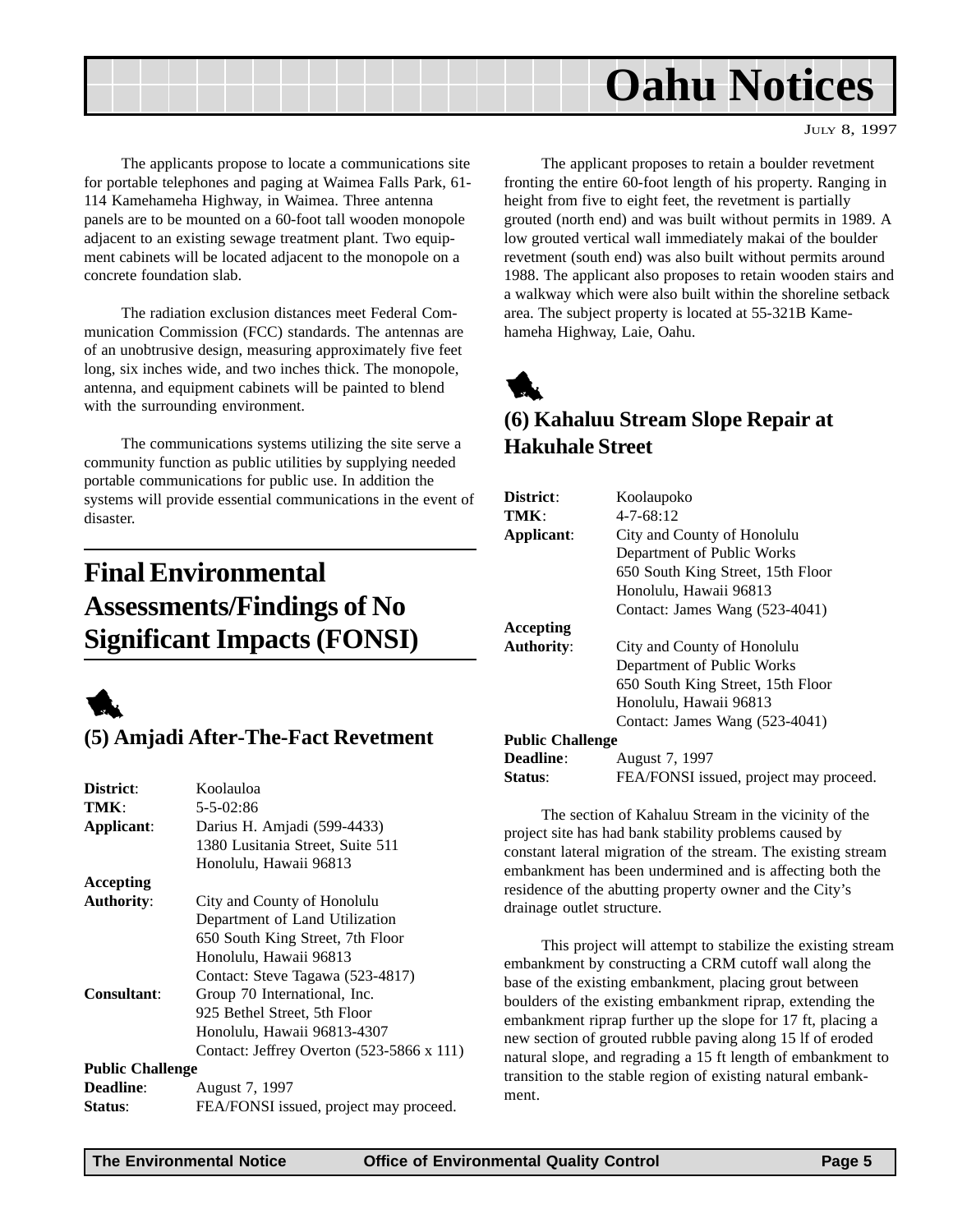The applicants propose to locate a communications site for portable telephones and paging at Waimea Falls Park, 61-114 Kamehameha Highway, in Waimea. Three antenna panels are to be mounted on a 60-foot tall wooden monopole adjacent to an existing sewage treatment plant. Two equipment cabinets will be located adjacent to the monopole on a concrete foundation slab.

The radiation exclusion distances meet Federal Communication Commission (FCC) standards. The antennas are of an unobtrusive design, measuring approximately five feet long, six inches wide, and two inches thick. The monopole, antenna, and equipment cabinets will be painted to blend with the surrounding environment.

The communications systems utilizing the site serve a community function as public utilities by supplying needed portable communications for public use. In addition the systems will provide essential communications in the event of disaster.

# Final Environmental Assessments/Findings of No Significant Impacts (FONSI)

### (5) Amjadi After-The-Fact Revetment

**District**: Koolauloa
**TMK**: 5-5-02:86
**Applicant**: Darius H. Amjadi (599-4433)
1380 Lusitania Street, Suite 511
Honolulu, Hawaii 96813
**Accepting Authority**: City and County of Honolulu
Department of Land Utilization
650 South King Street, 7th Floor
Honolulu, Hawaii 96813
Contact: Steve Tagawa (523-4817)
**Consultant**: Group 70 International, Inc.
925 Bethel Street, 5th Floor
Honolulu, Hawaii 96813-4307
Contact: Jeffrey Overton (523-5866 x 111)
**Public Challenge Deadline**: August 7, 1997
**Status**: FEA/FONSI issued, project may proceed.

The applicant proposes to retain a boulder revetment fronting the entire 60-foot length of his property. Ranging in height from five to eight feet, the revetment is partially grouted (north end) and was built without permits in 1989. A low grouted vertical wall immediately makai of the boulder revetment (south end) was also built without permits around 1988. The applicant also proposes to retain wooden stairs and a walkway which were also built within the shoreline setback area. The subject property is located at 55-321B Kamehameha Highway, Laie, Oahu.

### (6) Kahaluu Stream Slope Repair at Hakuhale Street

**District**: Koolaupoko
**TMK**: 4-7-68:12
**Applicant**: City and County of Honolulu
Department of Public Works
650 South King Street, 15th Floor
Honolulu, Hawaii 96813
Contact: James Wang (523-4041)
**Accepting Authority**: City and County of Honolulu
Department of Public Works
650 South King Street, 15th Floor
Honolulu, Hawaii 96813
Contact: James Wang (523-4041)
**Public Challenge Deadline**: August 7, 1997
**Status**: FEA/FONSI issued, project may proceed.

The section of Kahaluu Stream in the vicinity of the project site has had bank stability problems caused by constant lateral migration of the stream. The existing stream embankment has been undermined and is affecting both the residence of the abutting property owner and the City's drainage outlet structure.

This project will attempt to stabilize the existing stream embankment by constructing a CRM cutoff wall along the base of the existing embankment, placing grout between boulders of the existing embankment riprap, extending the embankment riprap further up the slope for 17 ft, placing a new section of grouted rubble paving along 15 lf of eroded natural slope, and regrading a 15 ft length of embankment to transition to the stable region of existing natural embankment.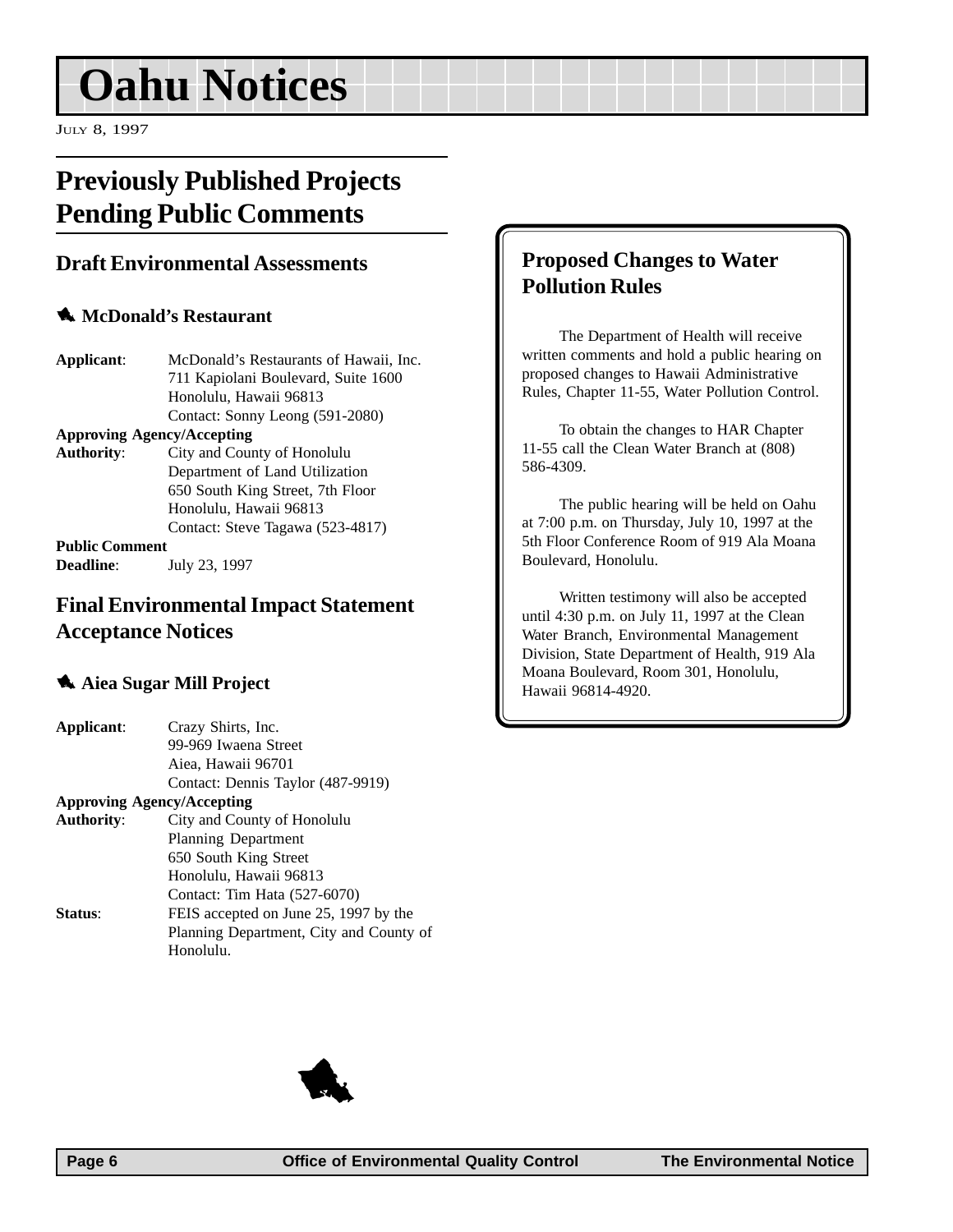# Oahu Notices

July 8, 1997

## Previously Published Projects Pending Public Comments

### Draft Environmental Assessments

#### McDonald's Restaurant

| | |
|---|---|
| **Applicant**: | McDonald's Restaurants of Hawaii, Inc.<br>711 Kapiolani Boulevard, Suite 1600<br>Honolulu, Hawaii 96813<br>Contact: Sonny Leong (591-2080) |
| **Approving Agency/Accepting Authority**: | City and County of Honolulu<br>Department of Land Utilization<br>650 South King Street, 7th Floor<br>Honolulu, Hawaii 96813<br>Contact: Steve Tagawa (523-4817) |
| **Public Comment Deadline**: | July 23, 1997 |

### Final Environmental Impact Statement Acceptance Notices

#### Aiea Sugar Mill Project

| | |
|---|---|
| **Applicant**: | Crazy Shirts, Inc.<br>99-969 Iwaena Street<br>Aiea, Hawaii 96701<br>Contact: Dennis Taylor (487-9919) |
| **Approving Agency/Accepting Authority**: | City and County of Honolulu<br>Planning Department<br>650 South King Street<br>Honolulu, Hawaii 96813<br>Contact: Tim Hata (527-6070) |
| **Status**: | FEIS accepted on June 25, 1997 by the Planning Department, City and County of Honolulu. |

### Proposed Changes to Water Pollution Rules

The Department of Health will receive written comments and hold a public hearing on proposed changes to Hawaii Administrative Rules, Chapter 11-55, Water Pollution Control.

To obtain the changes to HAR Chapter 11-55 call the Clean Water Branch at (808) 586-4309.

The public hearing will be held on Oahu at 7:00 p.m. on Thursday, July 10, 1997 at the 5th Floor Conference Room of 919 Ala Moana Boulevard, Honolulu.

Written testimony will also be accepted until 4:30 p.m. on July 11, 1997 at the Clean Water Branch, Environmental Management Division, State Department of Health, 919 Ala Moana Boulevard, Room 301, Honolulu, Hawaii 96814-4920.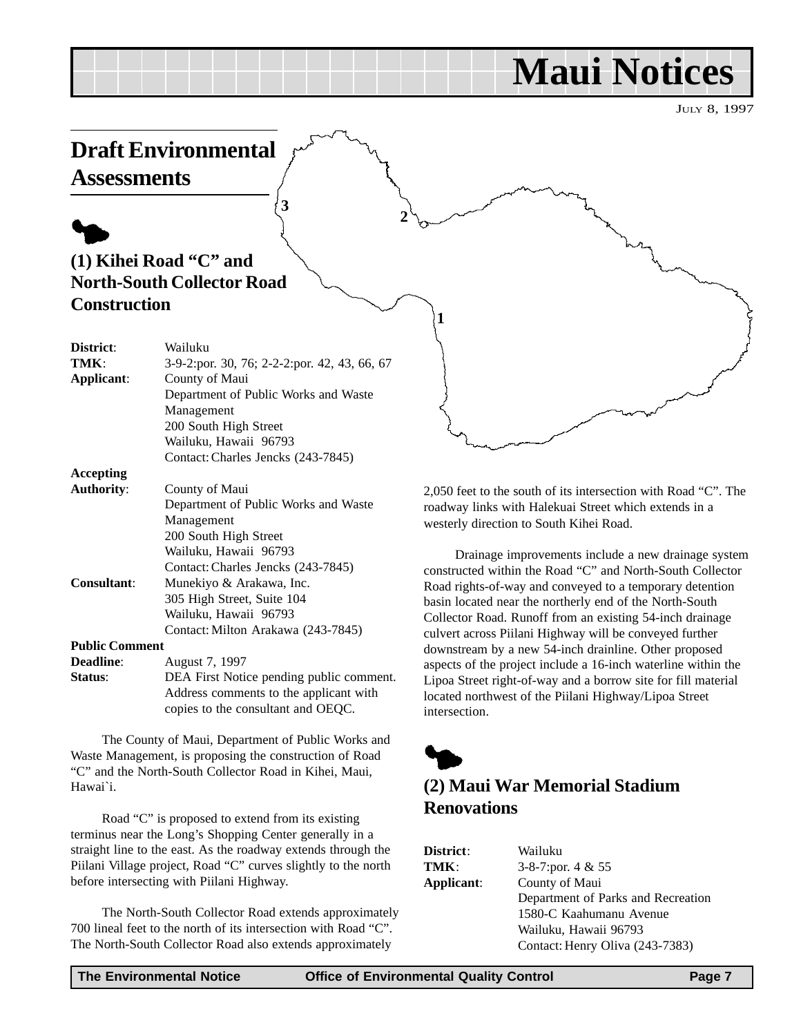# Maui Notices

July 8, 1997

## Draft Environmental Assessments

3

2

1

### (1) Kihei Road "C" and North-South Collector Road Construction

| | |
|---|---|
| **District**: | Wailuku |
| **TMK**: | 3-9-2:por. 30, 76; 2-2-2:por. 42, 43, 66, 67 |
| **Applicant**: | County of Maui<br>Department of Public Works and Waste Management<br>200 South High Street<br>Wailuku, Hawaii 96793<br>Contact: Charles Jencks (243-7845) |
| **Accepting Authority**: | County of Maui<br>Department of Public Works and Waste Management<br>200 South High Street<br>Wailuku, Hawaii 96793<br>Contact: Charles Jencks (243-7845) |
| **Consultant**: | Munekiyo & Arakawa, Inc.<br>305 High Street, Suite 104<br>Wailuku, Hawaii 96793<br>Contact: Milton Arakawa (243-7845) |
| **Public Comment Deadline**: | August 7, 1997 |
| **Status**: | DEA First Notice pending public comment. Address comments to the applicant with copies to the consultant and OEQC. |

The County of Maui, Department of Public Works and Waste Management, is proposing the construction of Road "C" and the North-South Collector Road in Kihei, Maui, Hawai`i.

Road "C" is proposed to extend from its existing terminus near the Long's Shopping Center generally in a straight line to the east. As the roadway extends through the Piilani Village project, Road "C" curves slightly to the north before intersecting with Piilani Highway.

The North-South Collector Road extends approximately 700 lineal feet to the north of its intersection with Road "C". The North-South Collector Road also extends approximately 2,050 feet to the south of its intersection with Road "C". The roadway links with Halekuai Street which extends in a westerly direction to South Kihei Road.

Drainage improvements include a new drainage system constructed within the Road "C" and North-South Collector Road rights-of-way and conveyed to a temporary detention basin located near the northerly end of the North-South Collector Road. Runoff from an existing 54-inch drainage culvert across Piilani Highway will be conveyed further downstream by a new 54-inch drainline. Other proposed aspects of the project include a 16-inch waterline within the Lipoa Street right-of-way and a borrow site for fill material located northwest of the Piilani Highway/Lipoa Street intersection.

### (2) Maui War Memorial Stadium Renovations

| | |
|---|---|
| **District**: | Wailuku |
| **TMK**: | 3-8-7:por. 4 & 55 |
| **Applicant**: | County of Maui<br>Department of Parks and Recreation<br>1580-C Kaahumanu Avenue<br>Wailuku, Hawaii 96793<br>Contact: Henry Oliva (243-7383) |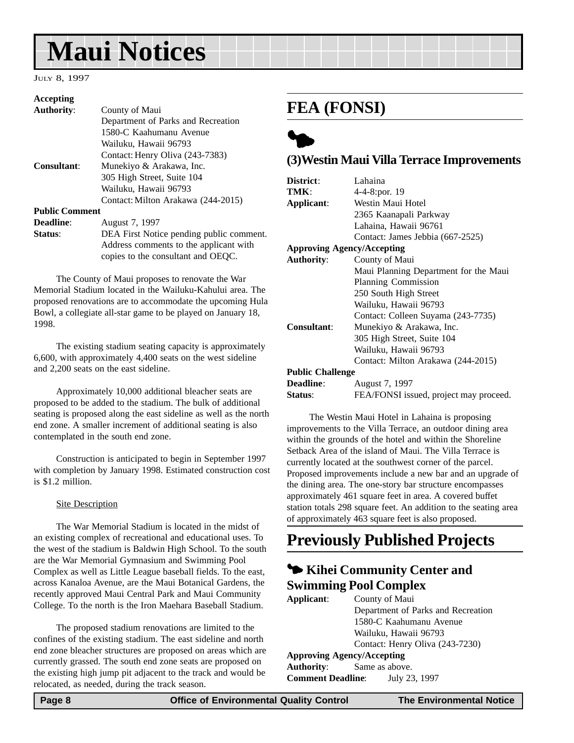# Maui Notices

July 8, 1997

**Accepting**
**Authority**: County of Maui
Department of Parks and Recreation
1580-C Kaahumanu Avenue
Wailuku, Hawaii 96793
Contact: Henry Oliva (243-7383)
**Consultant**: Munekiyo & Arakawa, Inc.
305 High Street, Suite 104
Wailuku, Hawaii 96793
Contact: Milton Arakawa (244-2015)
**Public Comment**
**Deadline**: August 7, 1997
**Status**: DEA First Notice pending public comment. Address comments to the applicant with copies to the consultant and OEQC.

The County of Maui proposes to renovate the War Memorial Stadium located in the Wailuku-Kahului area. The proposed renovations are to accommodate the upcoming Hula Bowl, a collegiate all-star game to be played on January 18, 1998.

The existing stadium seating capacity is approximately 6,600, with approximately 4,400 seats on the west sideline and 2,200 seats on the east sideline.

Approximately 10,000 additional bleacher seats are proposed to be added to the stadium. The bulk of additional seating is proposed along the east sideline as well as the north end zone. A smaller increment of additional seating is also contemplated in the south end zone.

Construction is anticipated to begin in September 1997 with completion by January 1998. Estimated construction cost is $1.2 million.

Site Description

The War Memorial Stadium is located in the midst of an existing complex of recreational and educational uses. To the west of the stadium is Baldwin High School. To the south are the War Memorial Gymnasium and Swimming Pool Complex as well as Little League baseball fields. To the east, across Kanaloa Avenue, are the Maui Botanical Gardens, the recently approved Maui Central Park and Maui Community College. To the north is the Iron Maehara Baseball Stadium.

The proposed stadium renovations are limited to the confines of the existing stadium. The east sideline and north end zone bleacher structures are proposed on areas which are currently grassed. The south end zone seats are proposed on the existing high jump pit adjacent to the track and would be relocated, as needed, during the track season.

## FEA (FONSI)

### (3)Westin Maui Villa Terrace Improvements

**District**: Lahaina
**TMK**: 4-4-8:por. 19
**Applicant**: Westin Maui Hotel
2365 Kaanapali Parkway
Lahaina, Hawaii 96761
Contact: James Jebbia (667-2525)
**Approving Agency/Accepting**
**Authority**: County of Maui
Maui Planning Department for the Maui Planning Commission
250 South High Street
Wailuku, Hawaii 96793
Contact: Colleen Suyama (243-7735)
**Consultant**: Munekiyo & Arakawa, Inc.
305 High Street, Suite 104
Wailuku, Hawaii 96793
Contact: Milton Arakawa (244-2015)
**Public Challenge**
**Deadline**: August 7, 1997
**Status**: FEA/FONSI issued, project may proceed.

The Westin Maui Hotel in Lahaina is proposing improvements to the Villa Terrace, an outdoor dining area within the grounds of the hotel and within the Shoreline Setback Area of the island of Maui. The Villa Terrace is currently located at the southwest corner of the parcel. Proposed improvements include a new bar and an upgrade of the dining area. The one-story bar structure encompasses approximately 461 square feet in area. A covered buffet station totals 298 square feet. An addition to the seating area of approximately 463 square feet is also proposed.

## Previously Published Projects

### Kihei Community Center and Swimming Pool Complex

**Applicant**: County of Maui
Department of Parks and Recreation
1580-C Kaahumanu Avenue
Wailuku, Hawaii 96793
Contact: Henry Oliva (243-7230)
**Approving Agency/Accepting**
**Authority**: Same as above.
**Comment Deadline**: July 23, 1997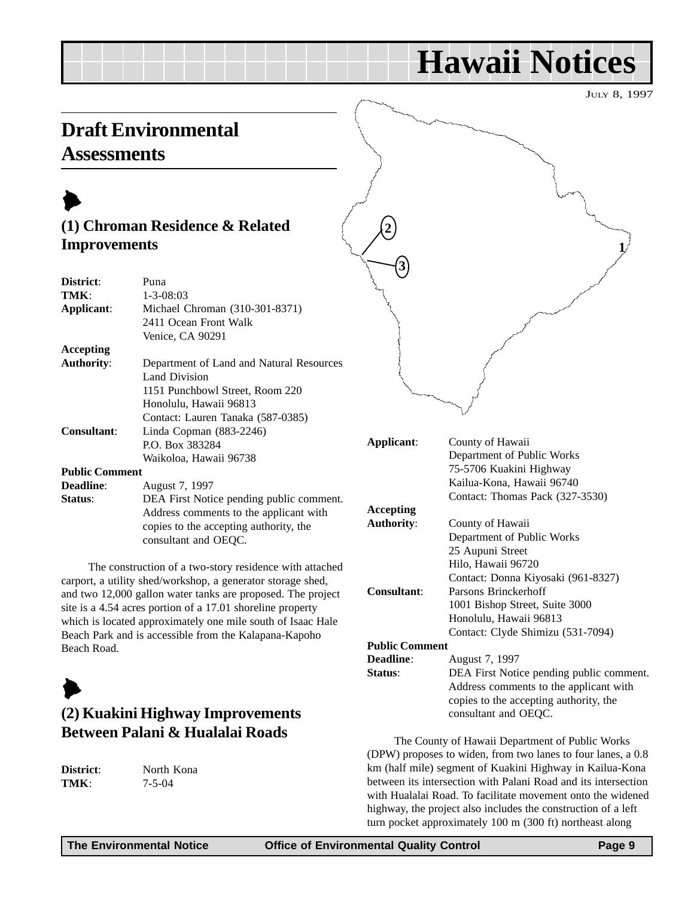# Hawaii Notices

JULY 8, 1997

## Draft Environmental Assessments

### (1) Chroman Residence & Related Improvements

**District**: Puna
**TMK**: 1-3-08:03
**Applicant**: Michael Chroman (310-301-8371)
2411 Ocean Front Walk
Venice, CA 90291
**Accepting Authority**: Department of Land and Natural Resources
Land Division
1151 Punchbowl Street, Room 220
Honolulu, Hawaii 96813
Contact: Lauren Tanaka (587-0385)
**Consultant**: Linda Copman (883-2246)
P.O. Box 383284
Waikoloa, Hawaii 96738
**Public Comment Deadline**: August 7, 1997
**Status**: DEA First Notice pending public comment. Address comments to the applicant with copies to the accepting authority, the consultant and OEQC.

The construction of a two-story residence with attached carport, a utility shed/workshop, a generator storage shed, and two 12,000 gallon water tanks are proposed. The project site is a 4.54 acres portion of a 17.01 shoreline property which is located approximately one mile south of Isaac Hale Beach Park and is accessible from the Kalapana-Kapoho Beach Road.

### (2) Kuakini Highway Improvements Between Palani & Hualalai Roads

**District**: North Kona
**TMK**: 7-5-04
**Applicant**: County of Hawaii
Department of Public Works
75-5706 Kuakini Highway
Kailua-Kona, Hawaii 96740
Contact: Thomas Pack (327-3530)
**Accepting Authority**: County of Hawaii
Department of Public Works
25 Aupuni Street
Hilo, Hawaii 96720
Contact: Donna Kiyosaki (961-8327)
**Consultant**: Parsons Brinckerhoff
1001 Bishop Street, Suite 3000
Honolulu, Hawaii 96813
Contact: Clyde Shimizu (531-7094)
**Public Comment Deadline**: August 7, 1997
**Status**: DEA First Notice pending public comment. Address comments to the applicant with copies to the accepting authority, the consultant and OEQC.

The County of Hawaii Department of Public Works (DPW) proposes to widen, from two lanes to four lanes, a 0.8 km (half mile) segment of Kuakini Highway in Kailua-Kona between its intersection with Palani Road and its intersection with Hualalai Road. To facilitate movement onto the widened highway, the project also includes the construction of a left turn pocket approximately 100 m (300 ft) northeast along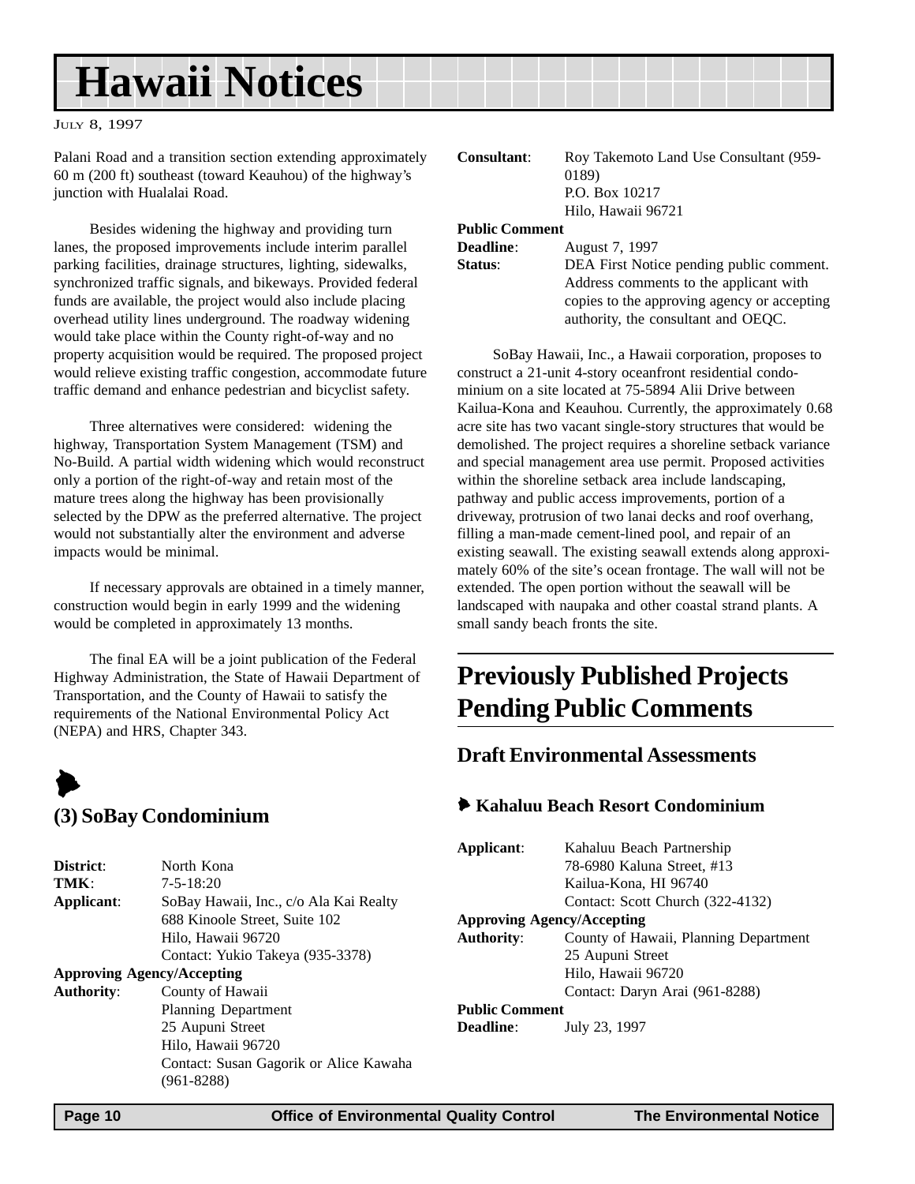Palani Road and a transition section extending approximately 60 m (200 ft) southeast (toward Keauhou) of the highway's junction with Hualalai Road.

Besides widening the highway and providing turn lanes, the proposed improvements include interim parallel parking facilities, drainage structures, lighting, sidewalks, synchronized traffic signals, and bikeways. Provided federal funds are available, the project would also include placing overhead utility lines underground. The roadway widening would take place within the County right-of-way and no property acquisition would be required. The proposed project would relieve existing traffic congestion, accommodate future traffic demand and enhance pedestrian and bicyclist safety.

Three alternatives were considered: widening the highway, Transportation System Management (TSM) and No-Build. A partial width widening which would reconstruct only a portion of the right-of-way and retain most of the mature trees along the highway has been provisionally selected by the DPW as the preferred alternative. The project would not substantially alter the environment and adverse impacts would be minimal.

If necessary approvals are obtained in a timely manner, construction would begin in early 1999 and the widening would be completed in approximately 13 months.

The final EA will be a joint publication of the Federal Highway Administration, the State of Hawaii Department of Transportation, and the County of Hawaii to satisfy the requirements of the National Environmental Policy Act (NEPA) and HRS, Chapter 343.

### (3) SoBay Condominium

**District**: North Kona
**TMK**: 7-5-18:20
**Applicant**: SoBay Hawaii, Inc., c/o Ala Kai Realty
688 Kinoole Street, Suite 102
Hilo, Hawaii 96720
Contact: Yukio Takeya (935-3378)
**Approving Agency/Accepting Authority**: County of Hawaii
Planning Department
25 Aupuni Street
Hilo, Hawaii 96720
Contact: Susan Gagorik or Alice Kawaha (961-8288)
**Consultant**: Roy Takemoto Land Use Consultant (959-0189)
P.O. Box 10217
Hilo, Hawaii 96721
**Public Comment Deadline**: August 7, 1997
**Status**: DEA First Notice pending public comment. Address comments to the applicant with copies to the approving agency or accepting authority, the consultant and OEQC.

SoBay Hawaii, Inc., a Hawaii corporation, proposes to construct a 21-unit 4-story oceanfront residential condominium on a site located at 75-5894 Alii Drive between Kailua-Kona and Keauhou. Currently, the approximately 0.68 acre site has two vacant single-story structures that would be demolished. The project requires a shoreline setback variance and special management area use permit. Proposed activities within the shoreline setback area include landscaping, pathway and public access improvements, portion of a driveway, protrusion of two lanai decks and roof overhang, filling a man-made cement-lined pool, and repair of an existing seawall. The existing seawall extends along approximately 60% of the site's ocean frontage. The wall will not be extended. The open portion without the seawall will be landscaped with naupaka and other coastal strand plants. A small sandy beach fronts the site.

## Previously Published Projects Pending Public Comments

### Draft Environmental Assessments

#### Kahaluu Beach Resort Condominium

**Applicant**: Kahaluu Beach Partnership
78-6980 Kaluna Street, #13
Kailua-Kona, HI 96740
Contact: Scott Church (322-4132)
**Approving Agency/Accepting Authority**: County of Hawaii, Planning Department
25 Aupuni Street
Hilo, Hawaii 96720
Contact: Daryn Arai (961-8288)
**Public Comment Deadline**: July 23, 1997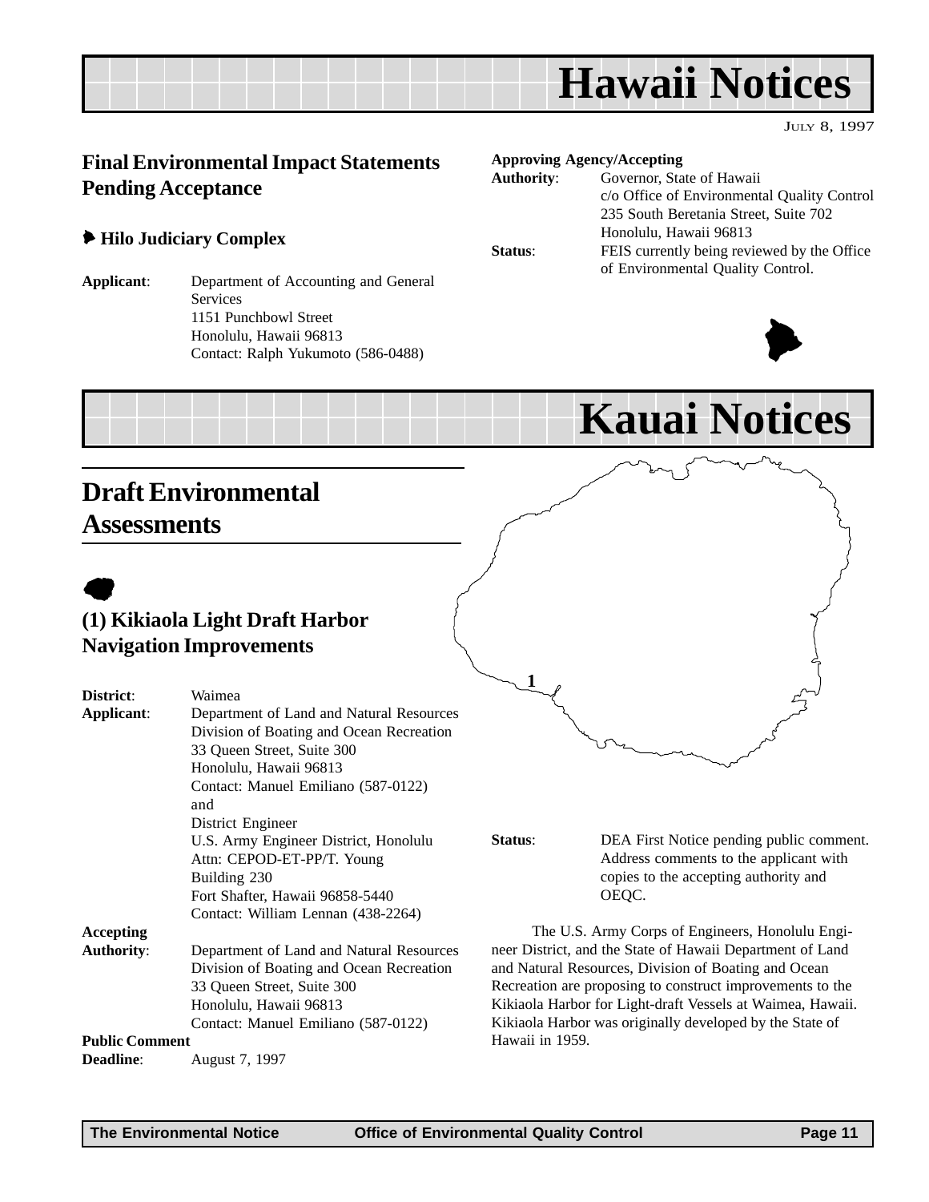# Hawaii Notices

JULY 8, 1997

## Final Environmental Impact Statements Pending Acceptance

### Hilo Judiciary Complex

**Applicant**: Department of Accounting and General Services
1151 Punchbowl Street
Honolulu, Hawaii 96813
Contact: Ralph Yukumoto (586-0488)

**Approving Agency/Accepting Authority**: Governor, State of Hawaii
c/o Office of Environmental Quality Control
235 South Beretania Street, Suite 702
Honolulu, Hawaii 96813

**Status**: FEIS currently being reviewed by the Office of Environmental Quality Control.

# Kauai Notices

## Draft Environmental Assessments

### (1) Kikiaola Light Draft Harbor Navigation Improvements

**District**: Waimea

**Applicant**: Department of Land and Natural Resources
Division of Boating and Ocean Recreation
33 Queen Street, Suite 300
Honolulu, Hawaii 96813
Contact: Manuel Emiliano (587-0122)
and
District Engineer
U.S. Army Engineer District, Honolulu
Attn: CEPOD-ET-PP/T. Young
Building 230
Fort Shafter, Hawaii 96858-5440
Contact: William Lennan (438-2264)

**Accepting Authority**: Department of Land and Natural Resources
Division of Boating and Ocean Recreation
33 Queen Street, Suite 300
Honolulu, Hawaii 96813
Contact: Manuel Emiliano (587-0122)

**Public Comment Deadline**: August 7, 1997

**Status**: DEA First Notice pending public comment. Address comments to the applicant with copies to the accepting authority and OEQC.

The U.S. Army Corps of Engineers, Honolulu Engineer District, and the State of Hawaii Department of Land and Natural Resources, Division of Boating and Ocean Recreation are proposing to construct improvements to the Kikiaola Harbor for Light-draft Vessels at Waimea, Hawaii. Kikiaola Harbor was originally developed by the State of Hawaii in 1959.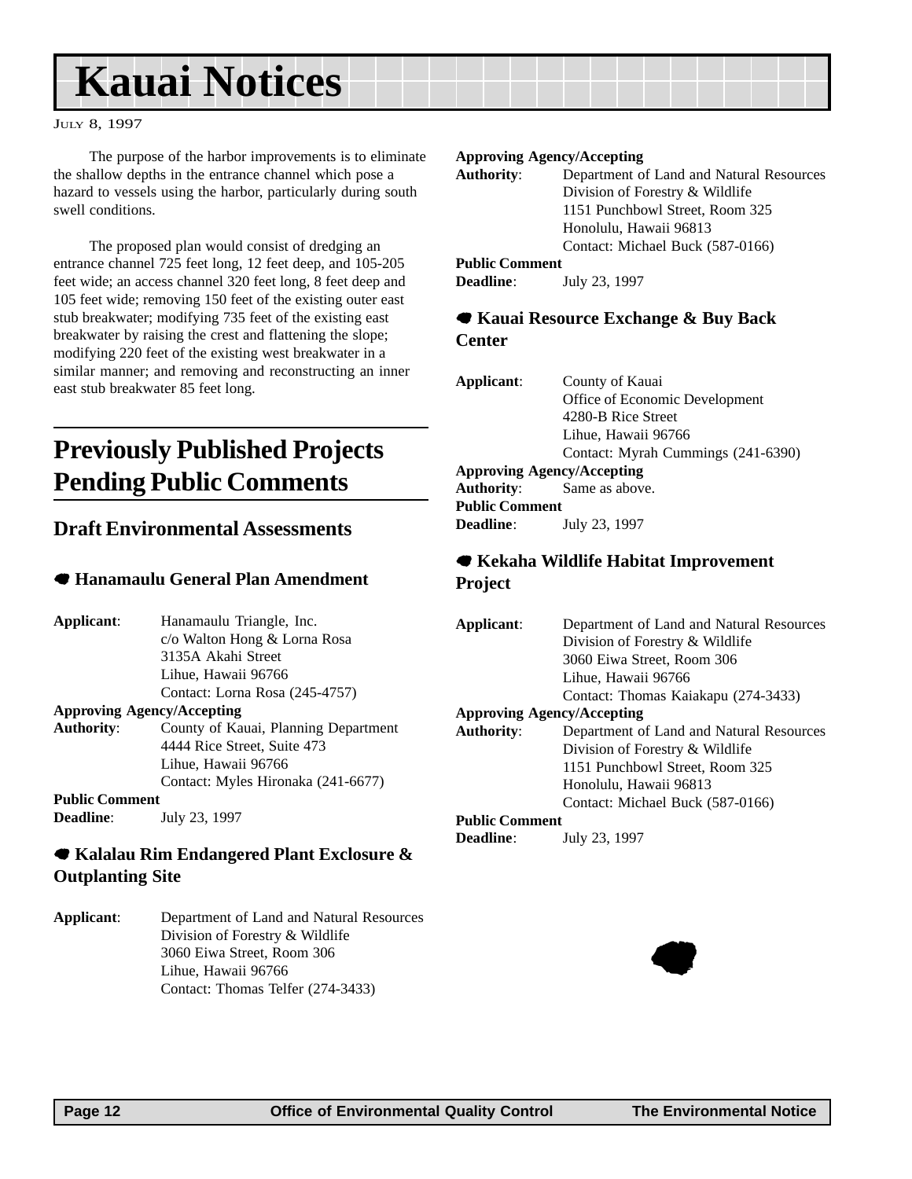# Kauai Notices

JULY 8, 1997

The purpose of the harbor improvements is to eliminate the shallow depths in the entrance channel which pose a hazard to vessels using the harbor, particularly during south swell conditions.

The proposed plan would consist of dredging an entrance channel 725 feet long, 12 feet deep, and 105-205 feet wide; an access channel 320 feet long, 8 feet deep and 105 feet wide; removing 150 feet of the existing outer east stub breakwater; modifying 735 feet of the existing east breakwater by raising the crest and flattening the slope; modifying 220 feet of the existing west breakwater in a similar manner; and removing and reconstructing an inner east stub breakwater 85 feet long.

## Previously Published Projects Pending Public Comments

### Draft Environmental Assessments

#### Hanamaulu General Plan Amendment

**Applicant**: Hanamaulu Triangle, Inc.
c/o Walton Hong & Lorna Rosa
3135A Akahi Street
Lihue, Hawaii 96766
Contact: Lorna Rosa (245-4757)

**Approving Agency/Accepting Authority**: County of Kauai, Planning Department
4444 Rice Street, Suite 473
Lihue, Hawaii 96766
Contact: Myles Hironaka (241-6677)

**Public Comment Deadline**: July 23, 1997

#### Kalalau Rim Endangered Plant Exclosure & Outplanting Site

**Applicant**: Department of Land and Natural Resources
Division of Forestry & Wildlife
3060 Eiwa Street, Room 306
Lihue, Hawaii 96766
Contact: Thomas Telfer (274-3433)

**Approving Agency/Accepting Authority**: Department of Land and Natural Resources
Division of Forestry & Wildlife
1151 Punchbowl Street, Room 325
Honolulu, Hawaii 96813
Contact: Michael Buck (587-0166)

**Public Comment Deadline**: July 23, 1997

#### Kauai Resource Exchange & Buy Back Center

**Applicant**: County of Kauai
Office of Economic Development
4280-B Rice Street
Lihue, Hawaii 96766
Contact: Myrah Cummings (241-6390)

**Approving Agency/Accepting Authority**: Same as above.

**Public Comment Deadline**: July 23, 1997

#### Kekaha Wildlife Habitat Improvement Project

**Applicant**: Department of Land and Natural Resources
Division of Forestry & Wildlife
3060 Eiwa Street, Room 306
Lihue, Hawaii 96766
Contact: Thomas Kaiakapu (274-3433)

**Approving Agency/Accepting Authority**: Department of Land and Natural Resources
Division of Forestry & Wildlife
1151 Punchbowl Street, Room 325
Honolulu, Hawaii 96813
Contact: Michael Buck (587-0166)

**Public Comment Deadline**: July 23, 1997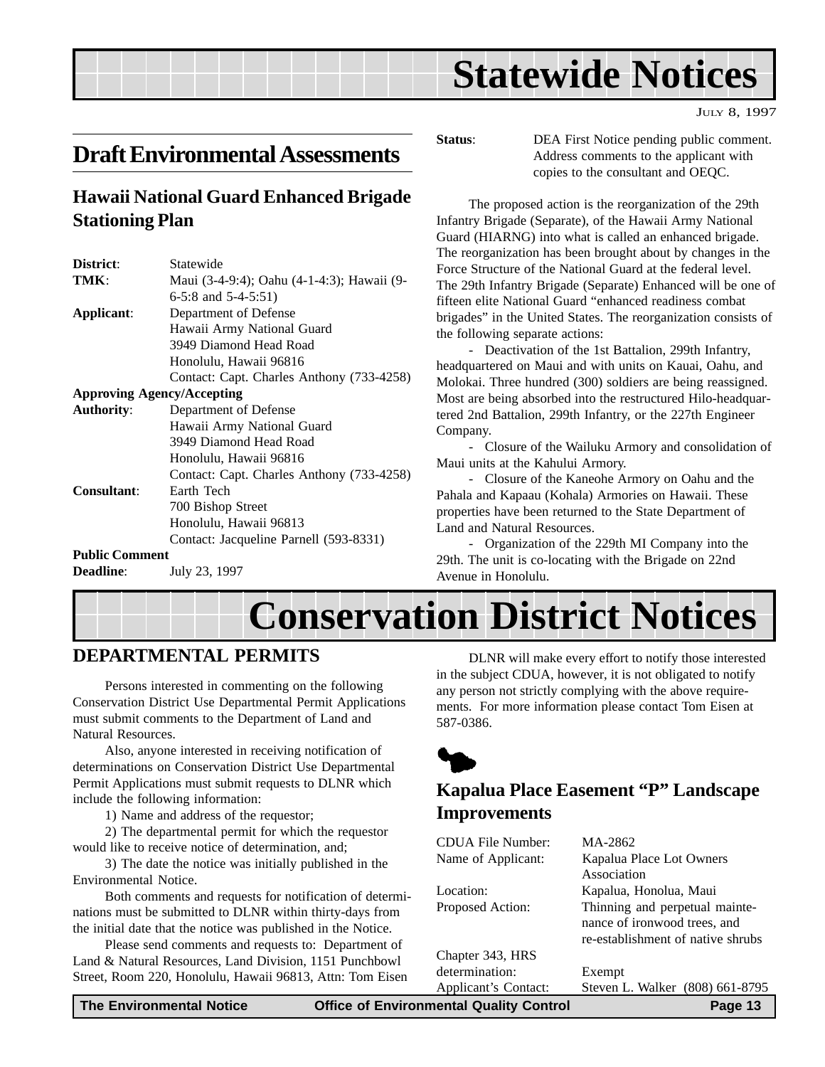# Statewide Notices

July 8, 1997

## Draft Environmental Assessments

### Hawaii National Guard Enhanced Brigade Stationing Plan

**District**: Statewide
**TMK**: Maui (3-4-9:4); Oahu (4-1-4:3); Hawaii (9-6-5:8 and 5-4-5:51)
**Applicant**: Department of Defense
Hawaii Army National Guard
3949 Diamond Head Road
Honolulu, Hawaii 96816
Contact: Capt. Charles Anthony (733-4258)
**Approving Agency/Accepting Authority**: Department of Defense
Hawaii Army National Guard
3949 Diamond Head Road
Honolulu, Hawaii 96816
Contact: Capt. Charles Anthony (733-4258)
**Consultant**: Earth Tech
700 Bishop Street
Honolulu, Hawaii 96813
Contact: Jacqueline Parnell (593-8331)
**Public Comment Deadline**: July 23, 1997
**Status**: DEA First Notice pending public comment. Address comments to the applicant with copies to the consultant and OEQC.

The proposed action is the reorganization of the 29th Infantry Brigade (Separate), of the Hawaii Army National Guard (HIARNG) into what is called an enhanced brigade. The reorganization has been brought about by changes in the Force Structure of the National Guard at the federal level. The 29th Infantry Brigade (Separate) Enhanced will be one of fifteen elite National Guard "enhanced readiness combat brigades" in the United States. The reorganization consists of the following separate actions:

- Deactivation of the 1st Battalion, 299th Infantry, headquartered on Maui and with units on Kauai, Oahu, and Molokai. Three hundred (300) soldiers are being reassigned. Most are being absorbed into the restructured Hilo-headquartered 2nd Battalion, 299th Infantry, or the 227th Engineer Company.
- Closure of the Wailuku Armory and consolidation of Maui units at the Kahului Armory.
- Closure of the Kaneohe Armory on Oahu and the Pahala and Kapaau (Kohala) Armories on Hawaii. These properties have been returned to the State Department of Land and Natural Resources.
- Organization of the 229th MI Company into the 29th. The unit is co-locating with the Brigade on 22nd Avenue in Honolulu.

# Conservation District Notices

## DEPARTMENTAL PERMITS

Persons interested in commenting on the following Conservation District Use Departmental Permit Applications must submit comments to the Department of Land and Natural Resources.

Also, anyone interested in receiving notification of determinations on Conservation District Use Departmental Permit Applications must submit requests to DLNR which include the following information:

1) Name and address of the requestor;

2) The departmental permit for which the requestor would like to receive notice of determination, and;

3) The date the notice was initially published in the Environmental Notice.

Both comments and requests for notification of determinations must be submitted to DLNR within thirty-days from the initial date that the notice was published in the Notice.

Please send comments and requests to: Department of Land & Natural Resources, Land Division, 1151 Punchbowl Street, Room 220, Honolulu, Hawaii 96813, Attn: Tom Eisen

DLNR will make every effort to notify those interested in the subject CDUA, however, it is not obligated to notify any person not strictly complying with the above requirements. For more information please contact Tom Eisen at 587-0386.

### Kapalua Place Easement "P" Landscape Improvements

| | |
|---|---|
| CDUA File Number: | MA-2862 |
| Name of Applicant: | Kapalua Place Lot Owners Association |
| Location: | Kapalua, Honolua, Maui |
| Proposed Action: | Thinning and perpetual maintenance of ironwood trees, and re-establishment of native shrubs |
| Chapter 343, HRS determination: | Exempt |
| Applicant's Contact: | Steven L. Walker (808) 661-8795 |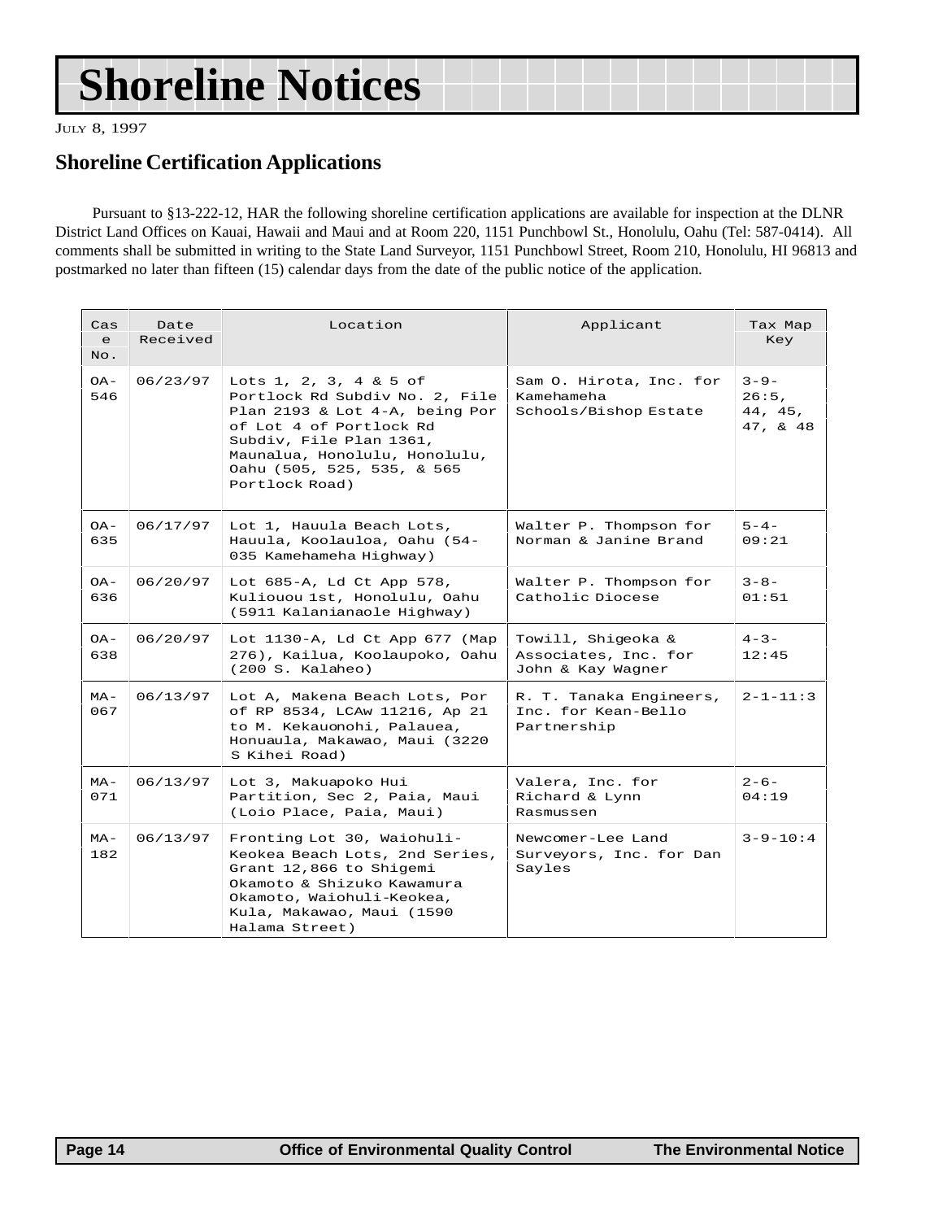# Shoreline Notices

JULY 8, 1997

## Shoreline Certification Applications

Pursuant to §13-222-12, HAR the following shoreline certification applications are available for inspection at the DLNR District Land Offices on Kauai, Hawaii and Maui and at Room 220, 1151 Punchbowl St., Honolulu, Oahu (Tel: 587-0414). All comments shall be submitted in writing to the State Land Surveyor, 1151 Punchbowl Street, Room 210, Honolulu, HI 96813 and postmarked no later than fifteen (15) calendar days from the date of the public notice of the application.

| Case No. | Date Received | Location | Applicant | Tax Map Key |
|---|---|---|---|---|
| OA-546 | 06/23/97 | Lots 1, 2, 3, 4 & 5 of Portlock Rd Subdiv No. 2, File Plan 2193 & Lot 4-A, being Por of Lot 4 of Portlock Rd Subdiv, File Plan 1361, Maunalua, Honolulu, Honolulu, Oahu (505, 525, 535, & 565 Portlock Road) | Sam O. Hirota, Inc. for Kamehameha Schools/Bishop Estate | 3-9-26:5, 44, 45, 47, & 48 |
| OA-635 | 06/17/97 | Lot 1, Hauula Beach Lots, Hauula, Koolauloa, Oahu (54-035 Kamehameha Highway) | Walter P. Thompson for Norman & Janine Brand | 5-4-09:21 |
| OA-636 | 06/20/97 | Lot 685-A, Ld Ct App 578, Kuliouou 1st, Honolulu, Oahu (5911 Kalanianaole Highway) | Walter P. Thompson for Catholic Diocese | 3-8-01:51 |
| OA-638 | 06/20/97 | Lot 1130-A, Ld Ct App 677 (Map 276), Kailua, Koolaupoko, Oahu (200 S. Kalaheo) | Towill, Shigeoka & Associates, Inc. for John & Kay Wagner | 4-3-12:45 |
| MA-067 | 06/13/97 | Lot A, Makena Beach Lots, Por of RP 8534, LCAw 11216, Ap 21 to M. Kekauonohi, Palauea, Honuaula, Makawao, Maui (3220 S Kihei Road) | R. T. Tanaka Engineers, Inc. for Kean-Bello Partnership | 2-1-11:3 |
| MA-071 | 06/13/97 | Lot 3, Makuapoko Hui Partition, Sec 2, Paia, Maui (Loio Place, Paia, Maui) | Valera, Inc. for Richard & Lynn Rasmussen | 2-6-04:19 |
| MA-182 | 06/13/97 | Fronting Lot 30, Waiohuli-Keokea Beach Lots, 2nd Series, Grant 12,866 to Shigemi Okamoto & Shizuko Kawamura Okamoto, Waiohuli-Keokea, Kula, Makawao, Maui (1590 Halama Street) | Newcomer-Lee Land Surveyors, Inc. for Dan Sayles | 3-9-10:4 |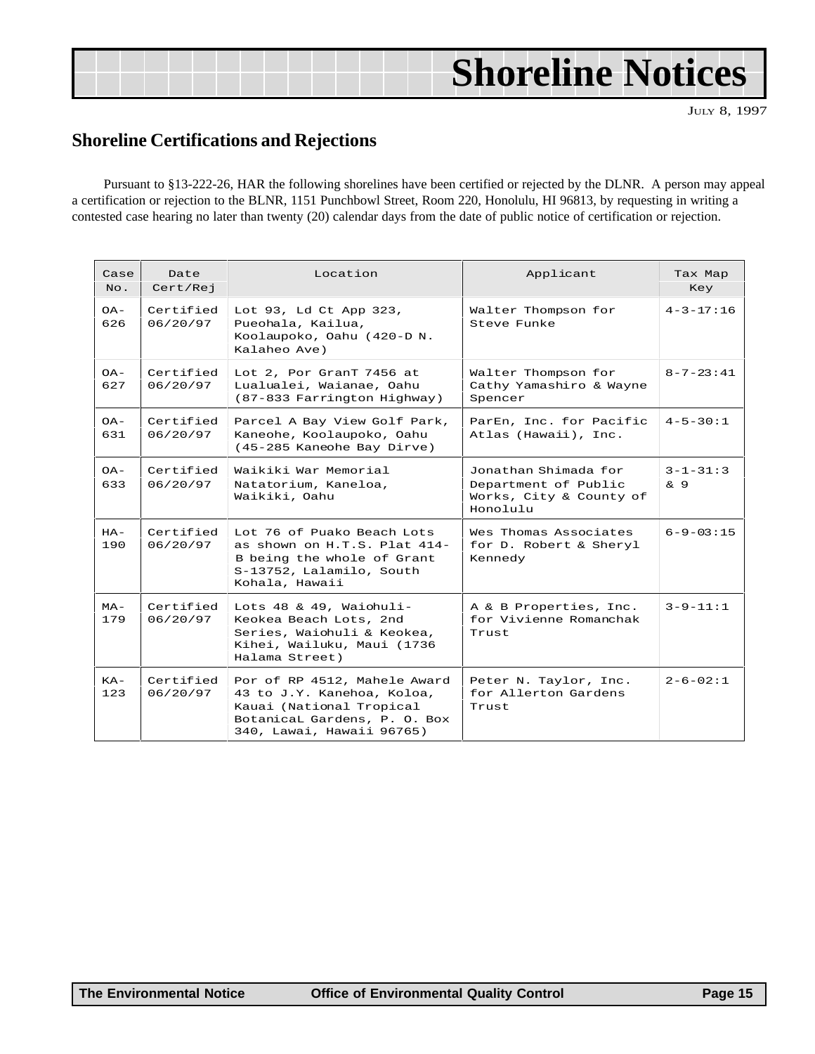// Shoreline Notices

JULY 8, 1997

## Shoreline Certifications and Rejections

Pursuant to §13-222-26, HAR the following shorelines have been certified or rejected by the DLNR. A person may appeal a certification or rejection to the BLNR, 1151 Punchbowl Street, Room 220, Honolulu, HI 96813, by requesting in writing a contested case hearing no later than twenty (20) calendar days from the date of public notice of certification or rejection.

| Case No. | Date Cert/Rej | Location | Applicant | Tax Map Key |
|---|---|---|---|---|
| OA-626 | Certified 06/20/97 | Lot 93, Ld Ct App 323, Pueohala, Kailua, Koolaupoko, Oahu (420-D N. Kalaheo Ave) | Walter Thompson for Steve Funke | 4-3-17:16 |
| OA-627 | Certified 06/20/97 | Lot 2, Por GranT 7456 at Lualualei, Waianae, Oahu (87-833 Farrington Highway) | Walter Thompson for Cathy Yamashiro & Wayne Spencer | 8-7-23:41 |
| OA-631 | Certified 06/20/97 | Parcel A Bay View Golf Park, Kaneohe, Koolaupoko, Oahu (45-285 Kaneohe Bay Dirve) | ParEn, Inc. for Pacific Atlas (Hawaii), Inc. | 4-5-30:1 |
| OA-633 | Certified 06/20/97 | Waikiki War Memorial Natatorium, Kaneloa, Waikiki, Oahu | Jonathan Shimada for Department of Public Works, City & County of Honolulu | 3-1-31:3 & 9 |
| HA-190 | Certified 06/20/97 | Lot 76 of Puako Beach Lots as shown on H.T.S. Plat 414-B being the whole of Grant S-13752, Lalamilo, South Kohala, Hawaii | Wes Thomas Associates for D. Robert & Sheryl Kennedy | 6-9-03:15 |
| MA-179 | Certified 06/20/97 | Lots 48 & 49, Waiohuli-Keokea Beach Lots, 2nd Series, Waiohuli & Keokea, Kihei, Wailuku, Maui (1736 Halama Street) | A & B Properties, Inc. for Vivienne Romanchak Trust | 3-9-11:1 |
| KA-123 | Certified 06/20/97 | Por of RP 4512, Mahele Award 43 to J.Y. Kanehoa, Koloa, Kauai (National Tropical BotanicaL Gardens, P. O. Box 340, Lawai, Hawaii 96765) | Peter N. Taylor, Inc. for Allerton Gardens Trust | 2-6-02:1 |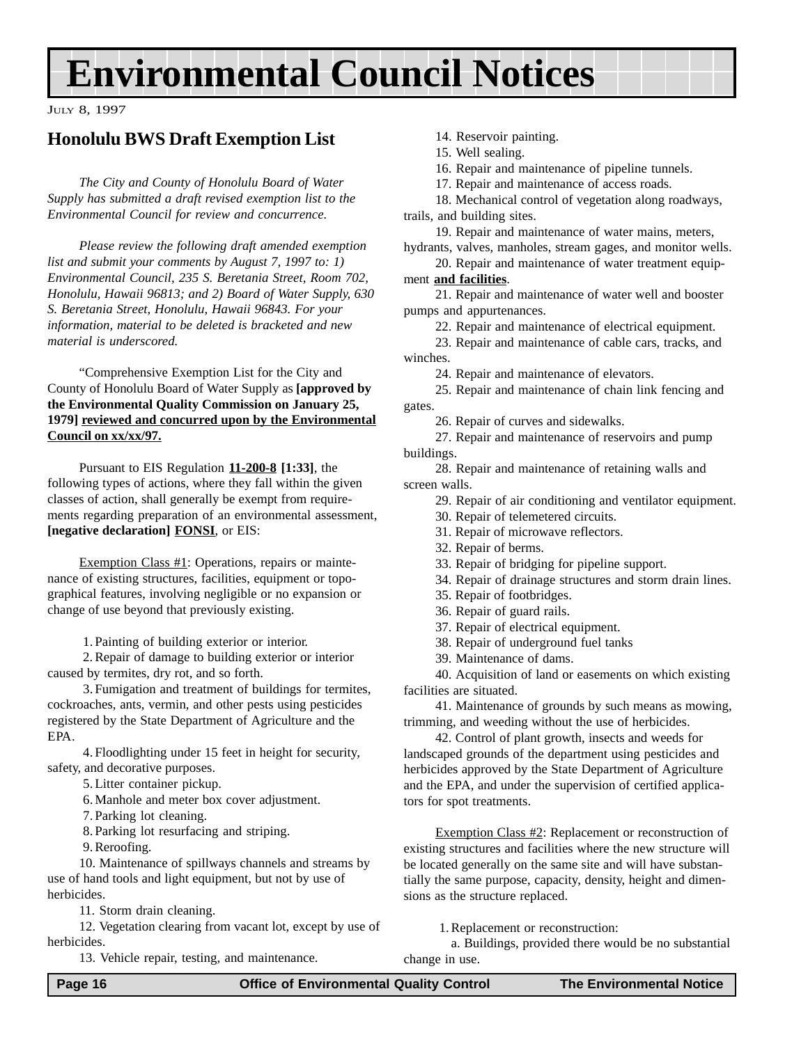# Environmental Council Notices

JULY 8, 1997

## Honolulu BWS Draft Exemption List

*The City and County of Honolulu Board of Water Supply has submitted a draft revised exemption list to the Environmental Council for review and concurrence.*

*Please review the following draft amended exemption list and submit your comments by August 7, 1997 to: 1) Environmental Council, 235 S. Beretania Street, Room 702, Honolulu, Hawaii 96813; and 2) Board of Water Supply, 630 S. Beretania Street, Honolulu, Hawaii 96843. For your information, material to be deleted is bracketed and new material is underscored.*

"Comprehensive Exemption List for the City and County of Honolulu Board of Water Supply as **[approved by the Environmental Quality Commission on January 25, 1979]** **<u>reviewed and concurred upon by the Environmental Council on xx/xx/97.</u>**

Pursuant to EIS Regulation **<u>11-200-8</u>** **[1:33]**, the following types of actions, where they fall within the given classes of action, shall generally be exempt from requirements regarding preparation of an environmental assessment, **[negative declaration]** **<u>FONSI</u>**, or EIS:

<u>Exemption Class #1</u>: Operations, repairs or maintenance of existing structures, facilities, equipment or topographical features, involving negligible or no expansion or change of use beyond that previously existing.

1. Painting of building exterior or interior.
2. Repair of damage to building exterior or interior caused by termites, dry rot, and so forth.
3. Fumigation and treatment of buildings for termites, cockroaches, ants, vermin, and other pests using pesticides registered by the State Department of Agriculture and the EPA.
4. Floodlighting under 15 feet in height for security, safety, and decorative purposes.
5. Litter container pickup.
6. Manhole and meter box cover adjustment.
7. Parking lot cleaning.
8. Parking lot resurfacing and striping.
9. Reroofing.
10. Maintenance of spillways channels and streams by use of hand tools and light equipment, but not by use of herbicides.
11. Storm drain cleaning.
12. Vegetation clearing from vacant lot, except by use of herbicides.
13. Vehicle repair, testing, and maintenance.
14. Reservoir painting.
15. Well sealing.
16. Repair and maintenance of pipeline tunnels.
17. Repair and maintenance of access roads.
18. Mechanical control of vegetation along roadways, trails, and building sites.
19. Repair and maintenance of water mains, meters, hydrants, valves, manholes, stream gages, and monitor wells.
20. Repair and maintenance of water treatment equipment **<u>and facilities</u>**.
21. Repair and maintenance of water well and booster pumps and appurtenances.
22. Repair and maintenance of electrical equipment.
23. Repair and maintenance of cable cars, tracks, and winches.
24. Repair and maintenance of elevators.
25. Repair and maintenance of chain link fencing and gates.
26. Repair of curves and sidewalks.
27. Repair and maintenance of reservoirs and pump buildings.
28. Repair and maintenance of retaining walls and screen walls.
29. Repair of air conditioning and ventilator equipment.
30. Repair of telemetered circuits.
31. Repair of microwave reflectors.
32. Repair of berms.
33. Repair of bridging for pipeline support.
34. Repair of drainage structures and storm drain lines.
35. Repair of footbridges.
36. Repair of guard rails.
37. Repair of electrical equipment.
38. Repair of underground fuel tanks
39. Maintenance of dams.
40. Acquisition of land or easements on which existing facilities are situated.
41. Maintenance of grounds by such means as mowing, trimming, and weeding without the use of herbicides.
42. Control of plant growth, insects and weeds for landscaped grounds of the department using pesticides and herbicides approved by the State Department of Agriculture and the EPA, and under the supervision of certified applicators for spot treatments.

<u>Exemption Class #2</u>: Replacement or reconstruction of existing structures and facilities where the new structure will be located generally on the same site and will have substantially the same purpose, capacity, density, height and dimensions as the structure replaced.

1. Replacement or reconstruction:
   a. Buildings, provided there would be no substantial change in use.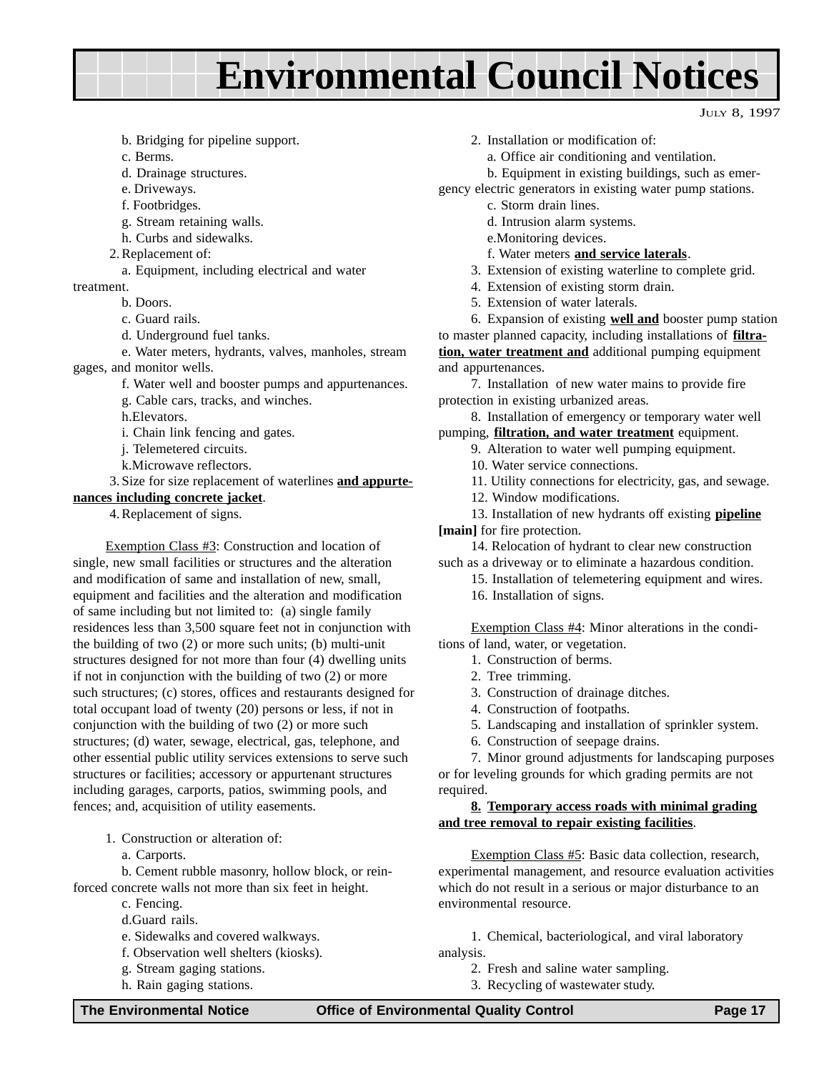b. Bridging for pipeline support.

c. Berms.

d. Drainage structures.

e. Driveways.

f. Footbridges.

g. Stream retaining walls.

h. Curbs and sidewalks.

2. Replacement of:

a. Equipment, including electrical and water treatment.

b. Doors.

c. Guard rails.

d. Underground fuel tanks.

e. Water meters, hydrants, valves, manholes, stream gages, and monitor wells.

f. Water well and booster pumps and appurtenances.

g. Cable cars, tracks, and winches.

h. Elevators.

i. Chain link fencing and gates.

j. Telemetered circuits.

k. Microwave reflectors.

3. Size for size replacement of waterlines **<u>and appurtenances including concrete jacket</u>**.

4. Replacement of signs.

<u>Exemption Class #3</u>: Construction and location of single, new small facilities or structures and the alteration and modification of same and installation of new, small, equipment and facilities and the alteration and modification of same including but not limited to: (a) single family residences less than 3,500 square feet not in conjunction with the building of two (2) or more such units; (b) multi-unit structures designed for not more than four (4) dwelling units if not in conjunction with the building of two (2) or more such structures; (c) stores, offices and restaurants designed for total occupant load of twenty (20) persons or less, if not in conjunction with the building of two (2) or more such structures; (d) water, sewage, electrical, gas, telephone, and other essential public utility services extensions to serve such structures or facilities; accessory or appurtenant structures including garages, carports, patios, swimming pools, and fences; and, acquisition of utility easements.

1. Construction or alteration of:

a. Carports.

b. Cement rubble masonry, hollow block, or reinforced concrete walls not more than six feet in height.

c. Fencing.

d. Guard rails.

e. Sidewalks and covered walkways.

f. Observation well shelters (kiosks).

g. Stream gaging stations.

h. Rain gaging stations.

2. Installation or modification of:

a. Office air conditioning and ventilation.

b. Equipment in existing buildings, such as emergency electric generators in existing water pump stations.

c. Storm drain lines.

d. Intrusion alarm systems.

e. Monitoring devices.

f. Water meters **<u>and service laterals</u>**.

3. Extension of existing waterline to complete grid.

4. Extension of existing storm drain.

5. Extension of water laterals.

6. Expansion of existing **<u>well and</u>** booster pump station to master planned capacity, including installations of **<u>filtration, water treatment and</u>** additional pumping equipment and appurtenances.

7. Installation of new water mains to provide fire protection in existing urbanized areas.

8. Installation of emergency or temporary water well pumping, **<u>filtration, and water treatment</u>** equipment.

9. Alteration to water well pumping equipment.

10. Water service connections.

11. Utility connections for electricity, gas, and sewage.

12. Window modifications.

13. Installation of new hydrants off existing **<u>pipeline</u>** **[main]** for fire protection.

14. Relocation of hydrant to clear new construction such as a driveway or to eliminate a hazardous condition.

15. Installation of telemetering equipment and wires.

16. Installation of signs.

<u>Exemption Class #4</u>: Minor alterations in the conditions of land, water, or vegetation.

1. Construction of berms.

2. Tree trimming.

3. Construction of drainage ditches.

4. Construction of footpaths.

5. Landscaping and installation of sprinkler system.

6. Construction of seepage drains.

7. Minor ground adjustments for landscaping purposes or for leveling grounds for which grading permits are not required.

**<u>8. Temporary access roads with minimal grading and tree removal to repair existing facilities</u>**.

<u>Exemption Class #5</u>: Basic data collection, research, experimental management, and resource evaluation activities which do not result in a serious or major disturbance to an environmental resource.

1. Chemical, bacteriological, and viral laboratory analysis.

2. Fresh and saline water sampling.

3. Recycling of wastewater study.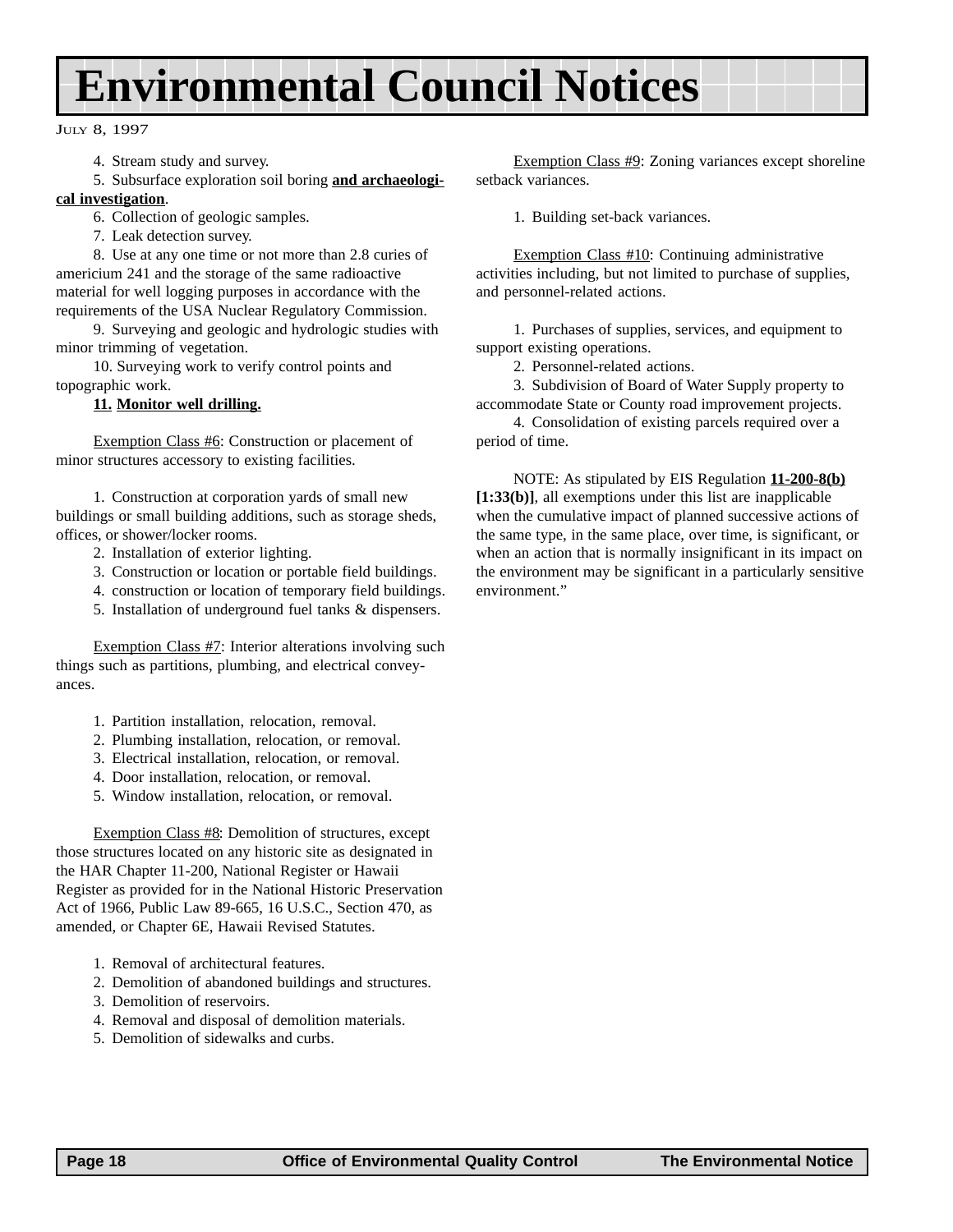4. Stream study and survey.

5. Subsurface exploration soil boring **<u>and archaeological investigation</u>**.

6. Collection of geologic samples.

7. Leak detection survey.

8. Use at any one time or not more than 2.8 curies of americium 241 and the storage of the same radioactive material for well logging purposes in accordance with the requirements of the USA Nuclear Regulatory Commission.

9. Surveying and geologic and hydrologic studies with minor trimming of vegetation.

10. Surveying work to verify control points and topographic work.

**<u>11.</u>** **<u>Monitor well drilling.</u>**

<u>Exemption Class #6</u>: Construction or placement of minor structures accessory to existing facilities.

1. Construction at corporation yards of small new buildings or small building additions, such as storage sheds, offices, or shower/locker rooms.
2. Installation of exterior lighting.
3. Construction or location or portable field buildings.
4. construction or location of temporary field buildings.
5. Installation of underground fuel tanks & dispensers.

<u>Exemption Class #7</u>: Interior alterations involving such things such as partitions, plumbing, and electrical conveyances.

1. Partition installation, relocation, removal.
2. Plumbing installation, relocation, or removal.
3. Electrical installation, relocation, or removal.
4. Door installation, relocation, or removal.
5. Window installation, relocation, or removal.

<u>Exemption Class #8</u>: Demolition of structures, except those structures located on any historic site as designated in the HAR Chapter 11-200, National Register or Hawaii Register as provided for in the National Historic Preservation Act of 1966, Public Law 89-665, 16 U.S.C., Section 470, as amended, or Chapter 6E, Hawaii Revised Statutes.

1. Removal of architectural features.
2. Demolition of abandoned buildings and structures.
3. Demolition of reservoirs.
4. Removal and disposal of demolition materials.
5. Demolition of sidewalks and curbs.

<u>Exemption Class #9</u>: Zoning variances except shoreline setback variances.

1. Building set-back variances.

<u>Exemption Class #10</u>: Continuing administrative activities including, but not limited to purchase of supplies, and personnel-related actions.

1. Purchases of supplies, services, and equipment to support existing operations.
2. Personnel-related actions.
3. Subdivision of Board of Water Supply property to accommodate State or County road improvement projects.
4. Consolidation of existing parcels required over a period of time.

NOTE: As stipulated by EIS Regulation **<u>11-200-8(b)</u>** **[1:33(b)]**, all exemptions under this list are inapplicable when the cumulative impact of planned successive actions of the same type, in the same place, over time, is significant, or when an action that is normally insignificant in its impact on the environment may be significant in a particularly sensitive environment."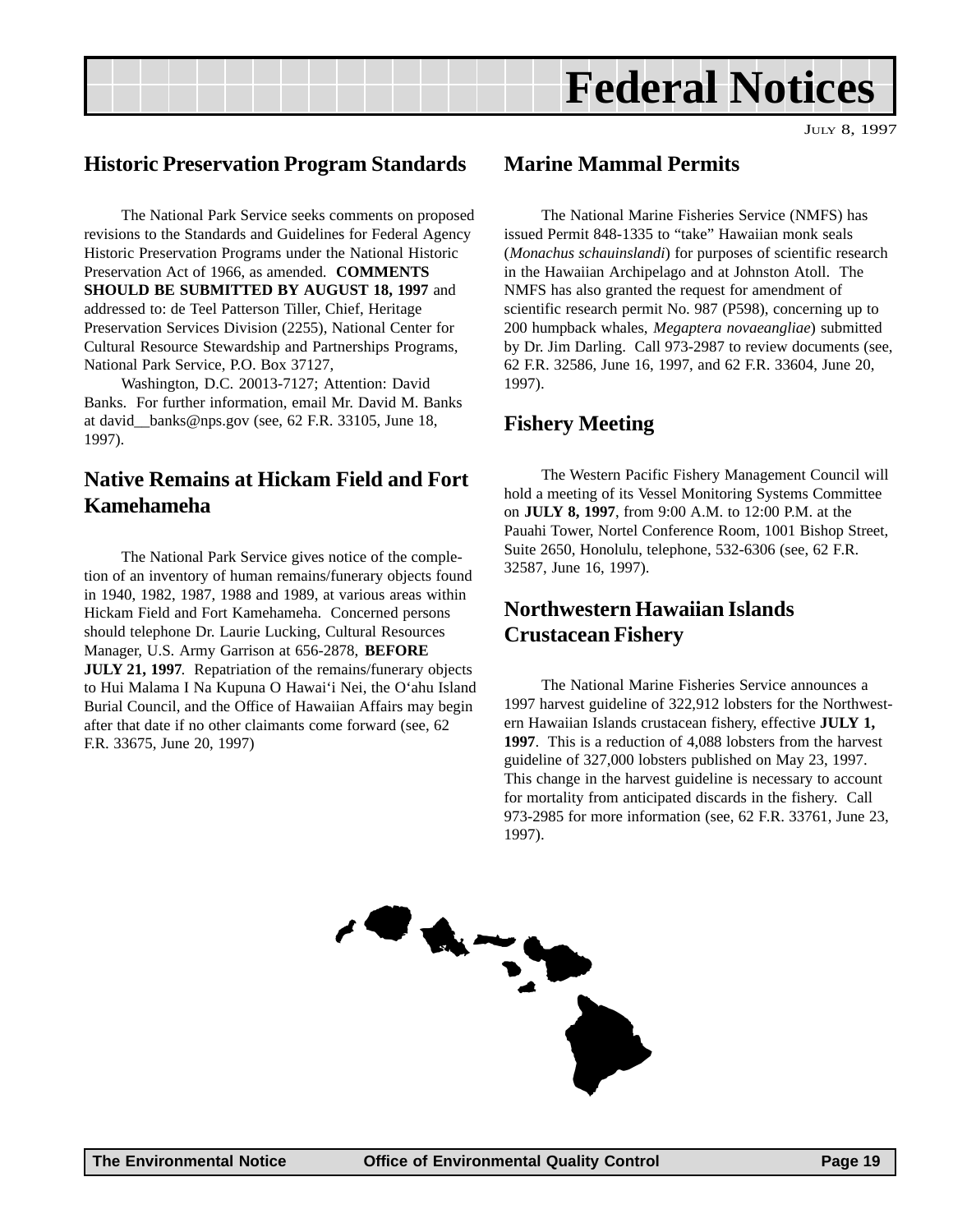# Federal Notices

JULY 8, 1997

## Historic Preservation Program Standards

The National Park Service seeks comments on proposed revisions to the Standards and Guidelines for Federal Agency Historic Preservation Programs under the National Historic Preservation Act of 1966, as amended. **COMMENTS SHOULD BE SUBMITTED BY AUGUST 18, 1997** and addressed to: de Teel Patterson Tiller, Chief, Heritage Preservation Services Division (2255), National Center for Cultural Resource Stewardship and Partnerships Programs, National Park Service, P.O. Box 37127,

Washington, D.C. 20013-7127; Attention: David Banks. For further information, email Mr. David M. Banks at david__banks@nps.gov (see, 62 F.R. 33105, June 18, 1997).

## Native Remains at Hickam Field and Fort Kamehameha

The National Park Service gives notice of the completion of an inventory of human remains/funerary objects found in 1940, 1982, 1987, 1988 and 1989, at various areas within Hickam Field and Fort Kamehameha. Concerned persons should telephone Dr. Laurie Lucking, Cultural Resources Manager, U.S. Army Garrison at 656-2878, **BEFORE JULY 21, 1997**. Repatriation of the remains/funerary objects to Hui Malama I Na Kupuna O Hawai'i Nei, the O'ahu Island Burial Council, and the Office of Hawaiian Affairs may begin after that date if no other claimants come forward (see, 62 F.R. 33675, June 20, 1997)

## Marine Mammal Permits

The National Marine Fisheries Service (NMFS) has issued Permit 848-1335 to "take" Hawaiian monk seals (*Monachus schauinslandi*) for purposes of scientific research in the Hawaiian Archipelago and at Johnston Atoll. The NMFS has also granted the request for amendment of scientific research permit No. 987 (P598), concerning up to 200 humpback whales, *Megaptera novaeangliae*) submitted by Dr. Jim Darling. Call 973-2987 to review documents (see, 62 F.R. 32586, June 16, 1997, and 62 F.R. 33604, June 20, 1997).

## Fishery Meeting

The Western Pacific Fishery Management Council will hold a meeting of its Vessel Monitoring Systems Committee on **JULY 8, 1997**, from 9:00 A.M. to 12:00 P.M. at the Pauahi Tower, Nortel Conference Room, 1001 Bishop Street, Suite 2650, Honolulu, telephone, 532-6306 (see, 62 F.R. 32587, June 16, 1997).

## Northwestern Hawaiian Islands Crustacean Fishery

The National Marine Fisheries Service announces a 1997 harvest guideline of 322,912 lobsters for the Northwestern Hawaiian Islands crustacean fishery, effective **JULY 1, 1997**. This is a reduction of 4,088 lobsters from the harvest guideline of 327,000 lobsters published on May 23, 1997. This change in the harvest guideline is necessary to account for mortality from anticipated discards in the fishery. Call 973-2985 for more information (see, 62 F.R. 33761, June 23, 1997).